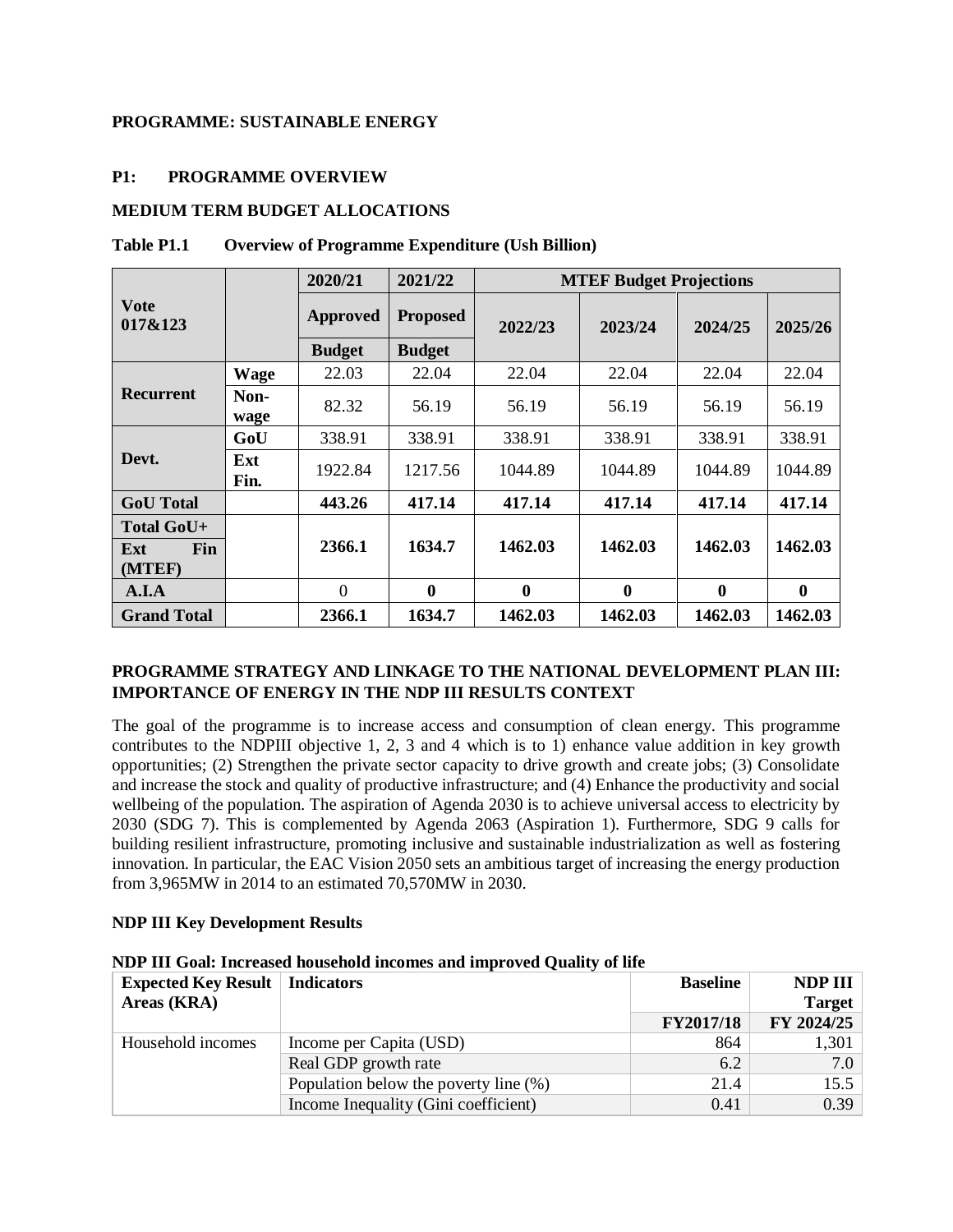**PROGRAMME: SUSTAINABLE ENERGY**

## P1: PROGRAMME OVERVIEW

### MEDIUM TERM BUDGET ALLOCATIONS

**Table P1.1 Overview of Programme Expenditure (Ush Billion)**

| Vote 017&123 | | 2020/21 | 2021/22 | MTEF Budget Projections | | | |
|---|---|---|---|---|---|---|---|
| | | Approved Budget | Proposed Budget | 2022/23 | 2023/24 | 2024/25 | 2025/26 |
| Recurrent | Wage | 22.03 | 22.04 | 22.04 | 22.04 | 22.04 | 22.04 |
| | Non-wage | 82.32 | 56.19 | 56.19 | 56.19 | 56.19 | 56.19 |
| Devt. | GoU | 338.91 | 338.91 | 338.91 | 338.91 | 338.91 | 338.91 |
| | Ext Fin. | 1922.84 | 1217.56 | 1044.89 | 1044.89 | 1044.89 | 1044.89 |
| **GoU Total** | | **443.26** | **417.14** | **417.14** | **417.14** | **417.14** | **417.14** |
| **Total GoU+ Ext Fin (MTEF)** | | **2366.1** | **1634.7** | **1462.03** | **1462.03** | **1462.03** | **1462.03** |
| **A.I.A** | | 0 | **0** | **0** | **0** | **0** | **0** |
| **Grand Total** | | **2366.1** | **1634.7** | **1462.03** | **1462.03** | **1462.03** | **1462.03** |

### PROGRAMME STRATEGY AND LINKAGE TO THE NATIONAL DEVELOPMENT PLAN III: IMPORTANCE OF ENERGY IN THE NDP III RESULTS CONTEXT

The goal of the programme is to increase access and consumption of clean energy. This programme contributes to the NDPIII objective 1, 2, 3 and 4 which is to 1) enhance value addition in key growth opportunities; (2) Strengthen the private sector capacity to drive growth and create jobs; (3) Consolidate and increase the stock and quality of productive infrastructure; and (4) Enhance the productivity and social wellbeing of the population. The aspiration of Agenda 2030 is to achieve universal access to electricity by 2030 (SDG 7). This is complemented by Agenda 2063 (Aspiration 1). Furthermore, SDG 9 calls for building resilient infrastructure, promoting inclusive and sustainable industrialization as well as fostering innovation. In particular, the EAC Vision 2050 sets an ambitious target of increasing the energy production from 3,965MW in 2014 to an estimated 70,570MW in 2030.

**NDP III Key Development Results**

**NDP III Goal: Increased household incomes and improved Quality of life**

| Expected Key Result Areas (KRA) | Indicators | Baseline | NDP III Target |
|---|---|---|---|
| | | FY2017/18 | FY 2024/25 |
| Household incomes | Income per Capita (USD) | 864 | 1,301 |
| | Real GDP growth rate | 6.2 | 7.0 |
| | Population below the poverty line (%) | 21.4 | 15.5 |
| | Income Inequality (Gini coefficient) | 0.41 | 0.39 |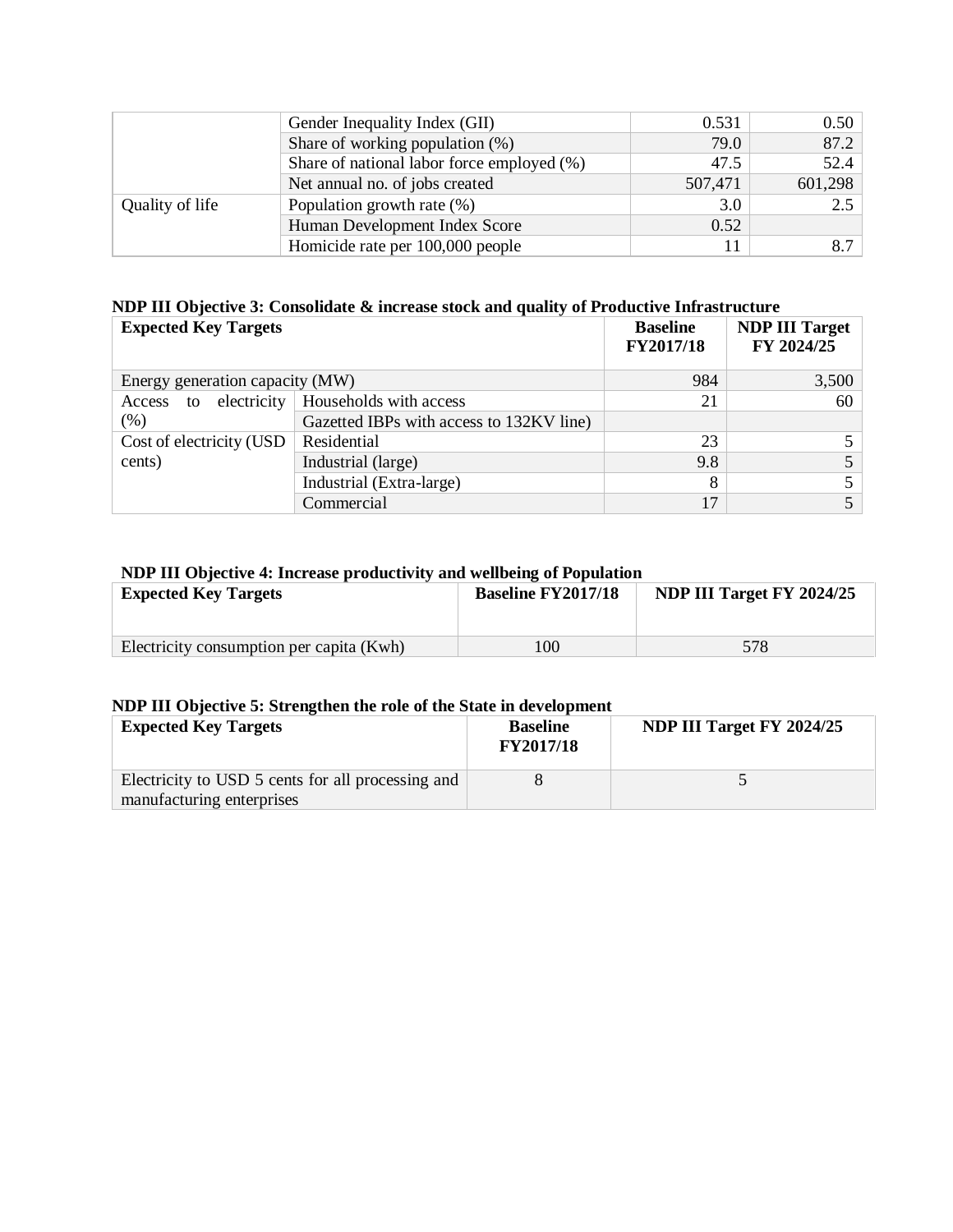| | | | |
|---|---|---|---|
| | Gender Inequality Index (GII) | 0.531 | 0.50 |
| | Share of working population (%) | 79.0 | 87.2 |
| | Share of national labor force employed (%) | 47.5 | 52.4 |
| | Net annual no. of jobs created | 507,471 | 601,298 |
| Quality of life | Population growth rate (%) | 3.0 | 2.5 |
| | Human Development Index Score | 0.52 | |
| | Homicide rate per 100,000 people | 11 | 8.7 |

**NDP III Objective 3: Consolidate & increase stock and quality of Productive Infrastructure**

| Expected Key Targets | | Baseline FY2017/18 | NDP III Target FY 2024/25 |
|---|---|---|---|
| Energy generation capacity (MW) | | 984 | 3,500 |
| Access to electricity (%) | Households with access | 21 | 60 |
| | Gazetted IBPs with access to 132KV line) | | |
| Cost of electricity (USD cents) | Residential | 23 | 5 |
| | Industrial (large) | 9.8 | 5 |
| | Industrial (Extra-large) | 8 | 5 |
| | Commercial | 17 | 5 |

**NDP III Objective 4: Increase productivity and wellbeing of Population**

| Expected Key Targets | Baseline FY2017/18 | NDP III Target FY 2024/25 |
|---|---|---|
| Electricity consumption per capita (Kwh) | 100 | 578 |

**NDP III Objective 5: Strengthen the role of the State in development**

| Expected Key Targets | Baseline FY2017/18 | NDP III Target FY 2024/25 |
|---|---|---|
| Electricity to USD 5 cents for all processing and manufacturing enterprises | 8 | 5 |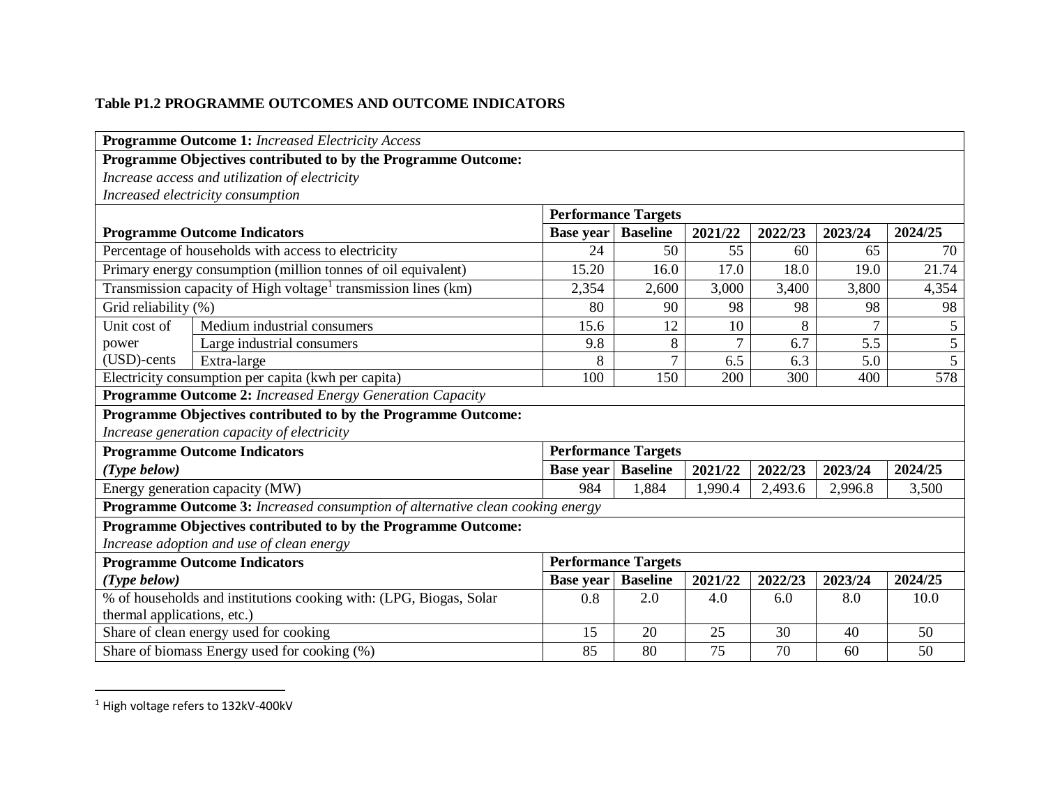**Table P1.2 PROGRAMME OUTCOMES AND OUTCOME INDICATORS**

| **Programme Outcome 1:** *Increased Electricity Access* | | | | | | | | |
|---|---|---|---|---|---|---|---|---|
| **Programme Objectives contributed to by the Programme Outcome:** *Increase access and utilization of electricity* *Increased electricity consumption* | | | | | | | | |
| | | **Performance Targets** | | | | | | |
| **Programme Outcome Indicators** | | **Base year** | **Baseline** | **2021/22** | **2022/23** | **2023/24** | **2024/25** | |
| Percentage of households with access to electricity | | 24 | 50 | 55 | 60 | 65 | 70 | |
| Primary energy consumption (million tonnes of oil equivalent) | | 15.20 | 16.0 | 17.0 | 18.0 | 19.0 | 21.74 | |
| Transmission capacity of High voltage[1] transmission lines (km) | | 2,354 | 2,600 | 3,000 | 3,400 | 3,800 | 4,354 | |
| Grid reliability (%) | | 80 | 90 | 98 | 98 | 98 | 98 | |
| Unit cost of power (USD)-cents | Medium industrial consumers | 15.6 | 12 | 10 | 8 | 7 | 5 | |
| | Large industrial consumers | 9.8 | 8 | 7 | 6.7 | 5.5 | 5 | |
| | Extra-large | 8 | 7 | 6.5 | 6.3 | 5.0 | 5 | |
| Electricity consumption per capita (kwh per capita) | | 100 | 150 | 200 | 300 | 400 | 578 | |
| **Programme Outcome 2:** *Increased Energy Generation Capacity* | | | | | | | | |
| **Programme Objectives contributed to by the Programme Outcome:** *Increase generation capacity of electricity* | | | | | | | | |
| **Programme Outcome Indicators** *(Type below)* | | **Performance Targets** | | | | | | |
| | | **Base year** | **Baseline** | **2021/22** | **2022/23** | **2023/24** | **2024/25** | |
| Energy generation capacity (MW) | | 984 | 1,884 | 1,990.4 | 2,493.6 | 2,996.8 | 3,500 | |
| **Programme Outcome 3:** *Increased consumption of alternative clean cooking energy* | | | | | | | | |
| **Programme Objectives contributed to by the Programme Outcome:** *Increase adoption and use of clean energy* | | | | | | | | |
| **Programme Outcome Indicators** *(Type below)* | | **Performance Targets** | | | | | | |
| | | **Base year** | **Baseline** | **2021/22** | **2022/23** | **2023/24** | **2024/25** | |
| % of households and institutions cooking with: (LPG, Biogas, Solar thermal applications, etc.) | | 0.8 | 2.0 | 4.0 | 6.0 | 8.0 | 10.0 | |
| Share of clean energy used for cooking | | 15 | 20 | 25 | 30 | 40 | 50 | |
| Share of biomass Energy used for cooking (%) | | 85 | 80 | 75 | 70 | 60 | 50 | |

[1] High voltage refers to 132kV-400kV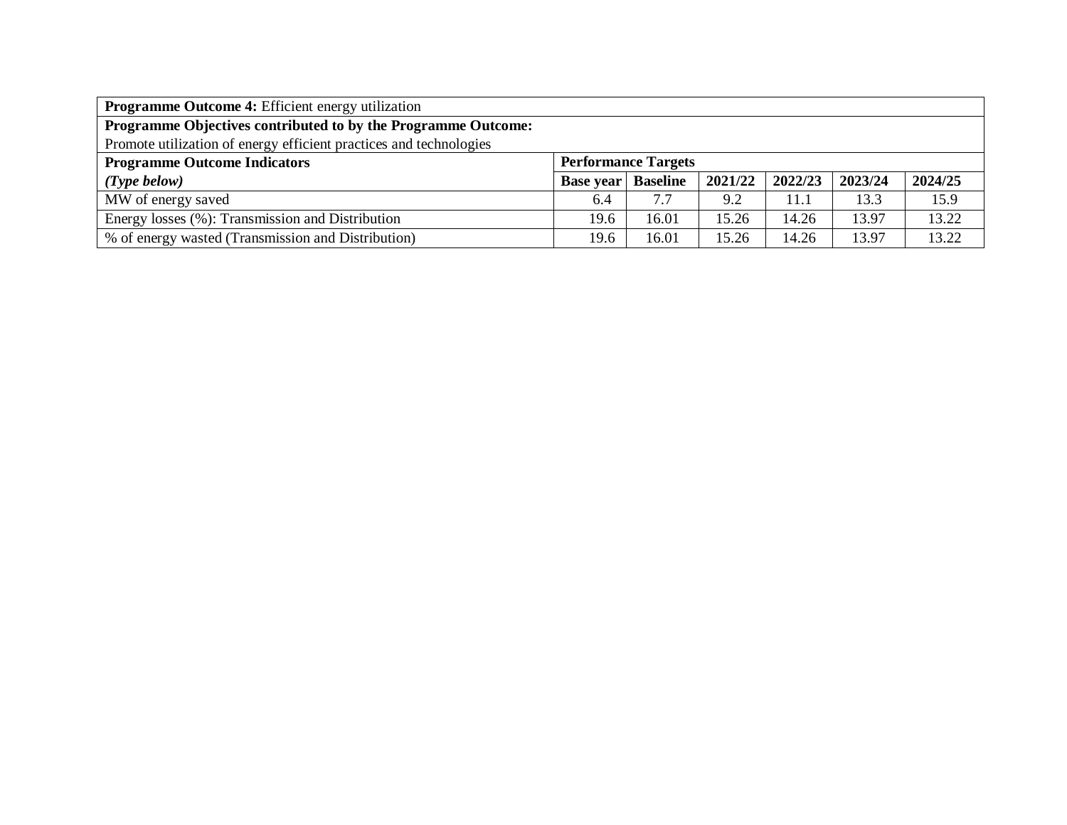| **Programme Outcome 4:** Efficient energy utilization | | | | | | |
|---|---|---|---|---|---|---|
| **Programme Objectives contributed to by the Programme Outcome:** Promote utilization of energy efficient practices and technologies | | | | | | |
| **Programme Outcome Indicators** *(Type below)* | **Performance Targets** | | | | | |
| | **Base year** | **Baseline** | **2021/22** | **2022/23** | **2023/24** | **2024/25** |
| MW of energy saved | 6.4 | 7.7 | 9.2 | 11.1 | 13.3 | 15.9 |
| Energy losses (%): Transmission and Distribution | 19.6 | 16.01 | 15.26 | 14.26 | 13.97 | 13.22 |
| % of energy wasted (Transmission and Distribution) | 19.6 | 16.01 | 15.26 | 14.26 | 13.97 | 13.22 |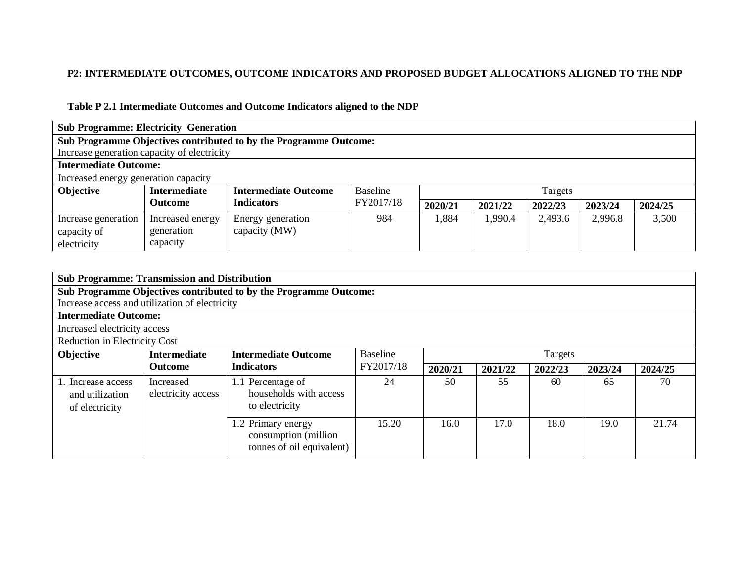**P2: INTERMEDIATE OUTCOMES, OUTCOME INDICATORS AND PROPOSED BUDGET ALLOCATIONS ALIGNED TO THE NDP**

**Table P 2.1 Intermediate Outcomes and Outcome Indicators aligned to the NDP**

| **Sub Programme: Electricity Generation** | | | | | | | | |
|---|---|---|---|---|---|---|---|---|
| **Sub Programme Objectives contributed to by the Programme Outcome:** Increase generation capacity of electricity | | | | | | | | |
| **Intermediate Outcome:** Increased energy generation capacity | | | | | | | | |
| **Objective** | **Intermediate Outcome** | **Intermediate Outcome Indicators** | Baseline FY2017/18 | Targets | | | | |
| | | | | **2020/21** | **2021/22** | **2022/23** | **2023/24** | **2024/25** |
| Increase generation capacity of electricity | Increased energy generation capacity | Energy generation capacity (MW) | 984 | 1,884 | 1,990.4 | 2,493.6 | 2,996.8 | 3,500 |

| **Sub Programme: Transmission and Distribution** | | | | | | | | |
|---|---|---|---|---|---|---|---|---|
| **Sub Programme Objectives contributed to by the Programme Outcome:** Increase access and utilization of electricity | | | | | | | | |
| **Intermediate Outcome:** Increased electricity access; Reduction in Electricity Cost | | | | | | | | |
| **Objective** | **Intermediate Outcome** | **Intermediate Outcome Indicators** | Baseline FY2017/18 | Targets | | | | |
| | | | | **2020/21** | **2021/22** | **2022/23** | **2023/24** | **2024/25** |
| 1. Increase access and utilization of electricity | Increased electricity access | 1.1 Percentage of households with access to electricity | 24 | 50 | 55 | 60 | 65 | 70 |
| | | 1.2 Primary energy consumption (million tonnes of oil equivalent) | 15.20 | 16.0 | 17.0 | 18.0 | 19.0 | 21.74 |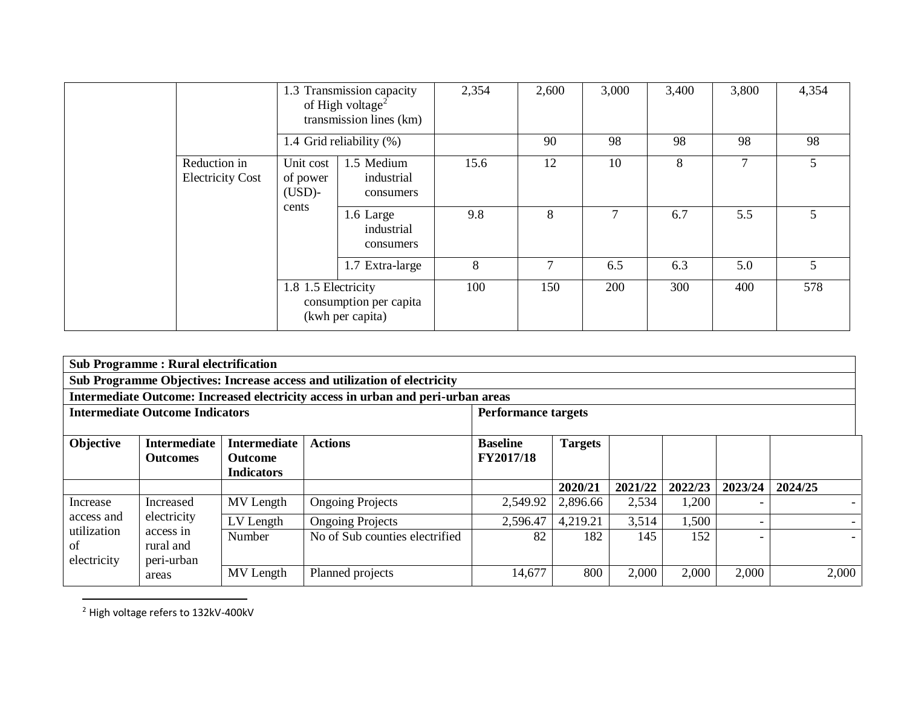| | | | | | | | | | |
|---|---|---|---|---|---|---|---|---|---|
| | | 1.3 Transmission capacity of High voltage[2] transmission lines (km) | | 2,354 | 2,600 | 3,000 | 3,400 | 3,800 | 4,354 |
| | | 1.4 Grid reliability (%) | | | 90 | 98 | 98 | 98 | 98 |
| | Reduction in Electricity Cost | Unit cost of power (USD)-cents | 1.5 Medium industrial consumers | 15.6 | 12 | 10 | 8 | 7 | 5 |
| | | | 1.6 Large industrial consumers | 9.8 | 8 | 7 | 6.7 | 5.5 | 5 |
| | | | 1.7 Extra-large | 8 | 7 | 6.5 | 6.3 | 5.0 | 5 |
| | | 1.8 1.5 Electricity consumption per capita (kwh per capita) | | 100 | 150 | 200 | 300 | 400 | 578 |

**Sub Programme : Rural electrification**

**Sub Programme Objectives: Increase access and utilization of electricity**

**Intermediate Outcome: Increased electricity access in urban and peri-urban areas**

| **Intermediate Outcome Indicators** | | | | **Performance targets** | | | | | |
|---|---|---|---|---|---|---|---|---|---|
| **Objective** | **Intermediate Outcomes** | **Intermediate Outcome Indicators** | **Actions** | **Baseline FY2017/18** | **Targets** | | | | |
| | | | | | **2020/21** | **2021/22** | **2022/23** | **2023/24** | **2024/25** |
| Increase access and utilization of electricity | Increased electricity access in rural and peri-urban areas | MV Length | Ongoing Projects | 2,549.92 | 2,896.66 | 2,534 | 1,200 | - | - |
| | | LV Length | Ongoing Projects | 2,596.47 | 4,219.21 | 3,514 | 1,500 | - | - |
| | | Number | No of Sub counties electrified | 82 | 182 | 145 | 152 | - | - |
| | | MV Length | Planned projects | 14,677 | 800 | 2,000 | 2,000 | 2,000 | 2,000 |

[2] High voltage refers to 132kV-400kV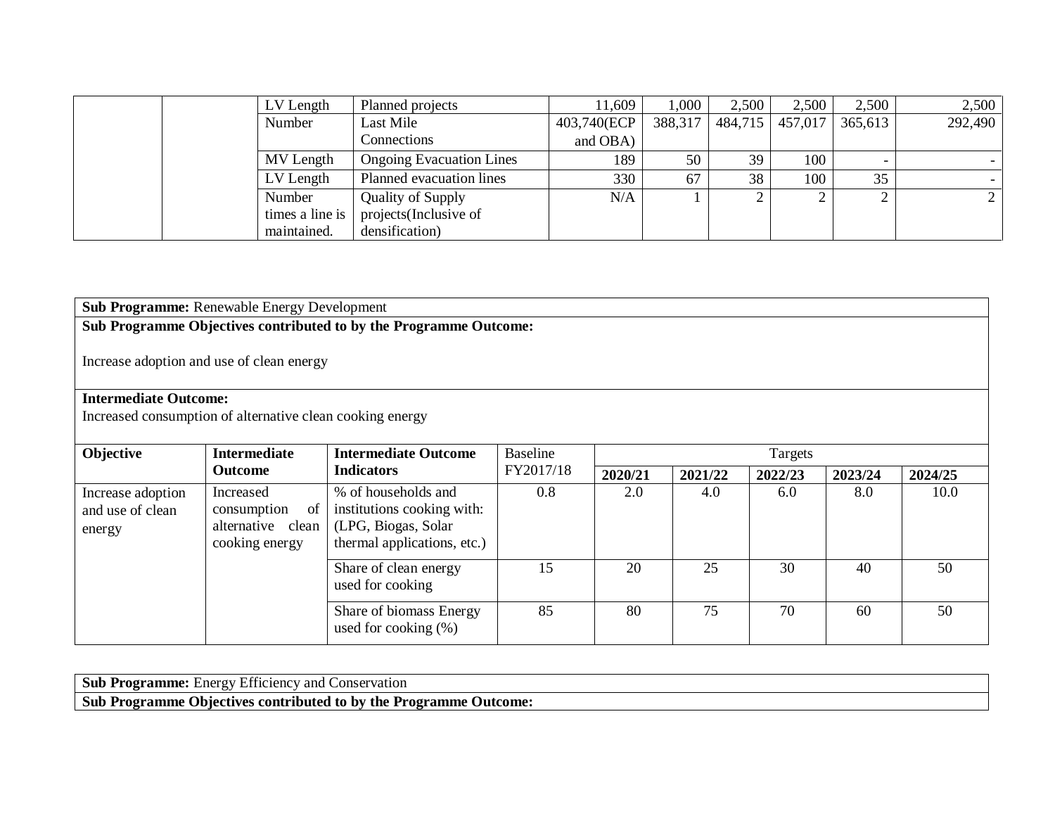| | | LV Length | Planned projects | 11,609 | 1,000 | 2,500 | 2,500 | 2,500 | 2,500 |
|---|---|---|---|---|---|---|---|---|---|
| | | Number | Last Mile Connections | 403,740(ECP and OBA) | 388,317 | 484,715 | 457,017 | 365,613 | 292,490 |
| | | MV Length | Ongoing Evacuation Lines | 189 | 50 | 39 | 100 | - | - |
| | | LV Length | Planned evacuation lines | 330 | 67 | 38 | 100 | 35 | - |
| | | Number times a line is maintained. | Quality of Supply projects(Inclusive of densification) | N/A | 1 | 2 | 2 | 2 | 2 |

**Sub Programme:** Renewable Energy Development

**Sub Programme Objectives contributed to by the Programme Outcome:**

Increase adoption and use of clean energy

**Intermediate Outcome:**
Increased consumption of alternative clean cooking energy

| Objective | Intermediate Outcome | Intermediate Outcome Indicators | Baseline FY2017/18 | Targets | | | | |
|---|---|---|---|---|---|---|---|---|
| | | | | **2020/21** | **2021/22** | **2022/23** | **2023/24** | **2024/25** |
| Increase adoption and use of clean energy | Increased consumption of alternative clean cooking energy | % of households and institutions cooking with: (LPG, Biogas, Solar thermal applications, etc.) | 0.8 | 2.0 | 4.0 | 6.0 | 8.0 | 10.0 |
| | | Share of clean energy used for cooking | 15 | 20 | 25 | 30 | 40 | 50 |
| | | Share of biomass Energy used for cooking (%) | 85 | 80 | 75 | 70 | 60 | 50 |

**Sub Programme:** Energy Efficiency and Conservation

**Sub Programme Objectives contributed to by the Programme Outcome:**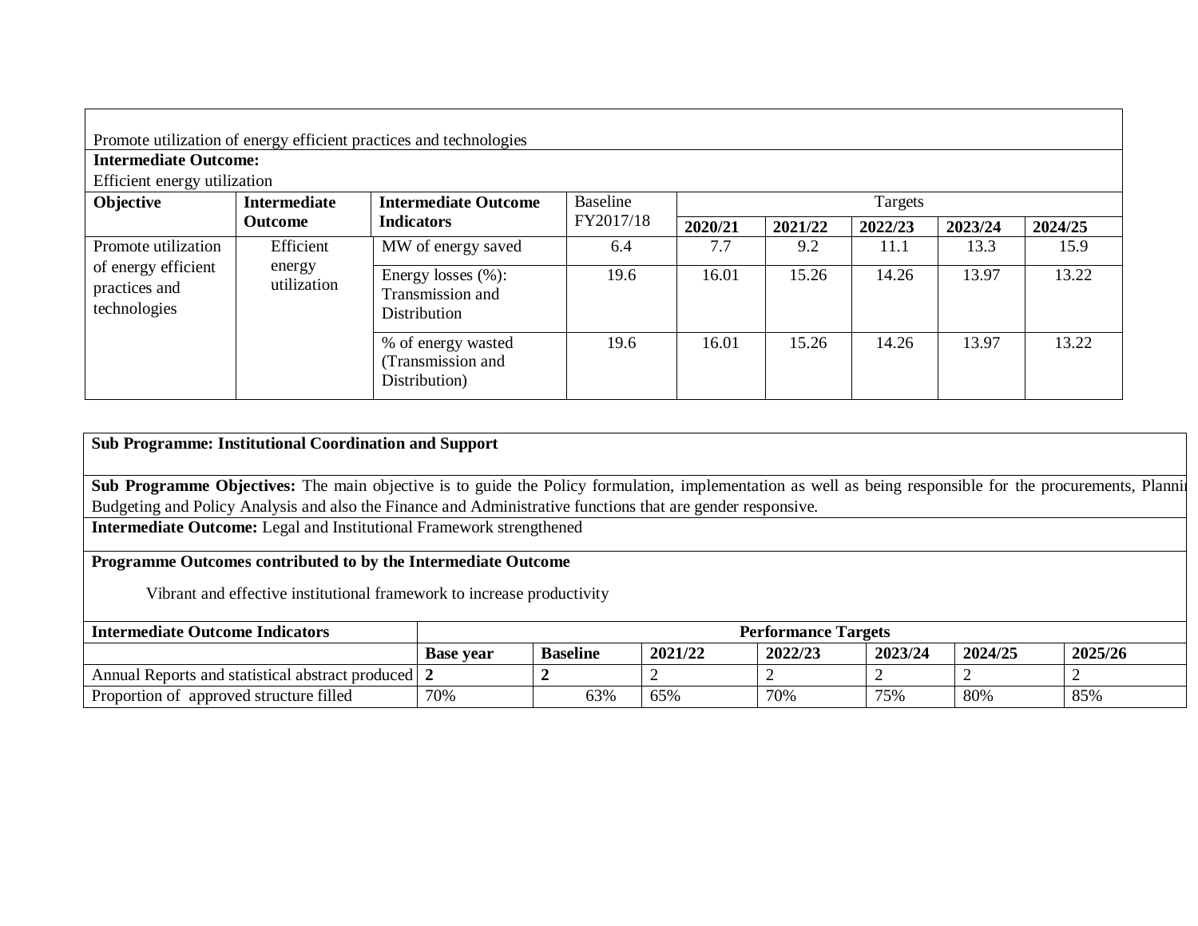| Promote utilization of energy efficient practices and technologies | | | | | | | | |
|---|---|---|---|---|---|---|---|---|
| **Intermediate Outcome:** Efficient energy utilization | | | | | | | | |
| **Objective** | **Intermediate Outcome** | **Intermediate Outcome Indicators** | Baseline FY2017/18 | Targets | | | | |
| | | | | **2020/21** | **2021/22** | **2022/23** | **2023/24** | **2024/25** |
| Promote utilization of energy efficient practices and technologies | Efficient energy utilization | MW of energy saved | 6.4 | 7.7 | 9.2 | 11.1 | 13.3 | 15.9 |
| | | Energy losses (%): Transmission and Distribution | 19.6 | 16.01 | 15.26 | 14.26 | 13.97 | 13.22 |
| | | % of energy wasted (Transmission and Distribution) | 19.6 | 16.01 | 15.26 | 14.26 | 13.97 | 13.22 |

**Sub Programme: Institutional Coordination and Support**

**Sub Programme Objectives:** The main objective is to guide the Policy formulation, implementation as well as being responsible for the procurements, Planni Budgeting and Policy Analysis and also the Finance and Administrative functions that are gender responsive.

**Intermediate Outcome:** Legal and Institutional Framework strengthened

**Programme Outcomes contributed to by the Intermediate Outcome**

Vibrant and effective institutional framework to increase productivity

| **Intermediate Outcome Indicators** | **Performance Targets** | | | | | | |
|---|---|---|---|---|---|---|---|
| | **Base year** | **Baseline** | **2021/22** | **2022/23** | **2023/24** | **2024/25** | **2025/26** |
| Annual Reports and statistical abstract produced | **2** | **2** | 2 | 2 | 2 | 2 | 2 |
| Proportion of approved structure filled | 70% | 63% | 65% | 70% | 75% | 80% | 85% |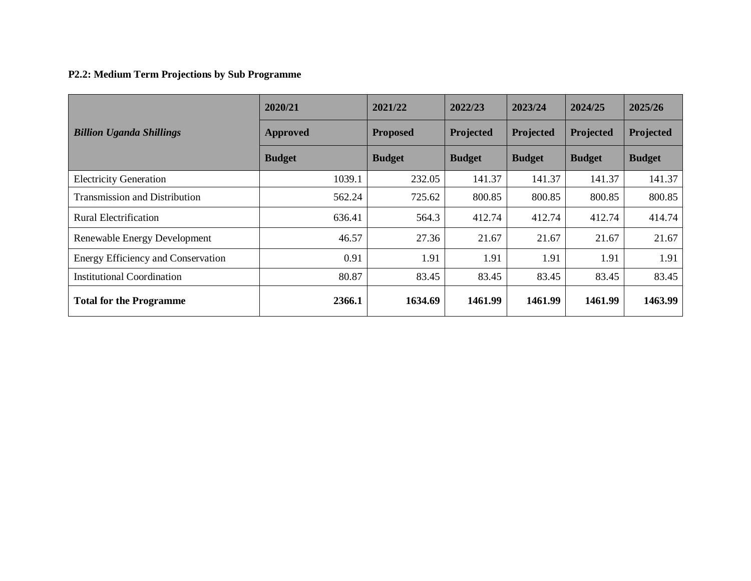**P2.2: Medium Term Projections by Sub Programme**

| *Billion Uganda Shillings* | 2020/21 Approved Budget | 2021/22 Proposed Budget | 2022/23 Projected Budget | 2023/24 Projected Budget | 2024/25 Projected Budget | 2025/26 Projected Budget |
|---|---|---|---|---|---|---|
| Electricity Generation | 1039.1 | 232.05 | 141.37 | 141.37 | 141.37 | 141.37 |
| Transmission and Distribution | 562.24 | 725.62 | 800.85 | 800.85 | 800.85 | 800.85 |
| Rural Electrification | 636.41 | 564.3 | 412.74 | 412.74 | 412.74 | 414.74 |
| Renewable Energy Development | 46.57 | 27.36 | 21.67 | 21.67 | 21.67 | 21.67 |
| Energy Efficiency and Conservation | 0.91 | 1.91 | 1.91 | 1.91 | 1.91 | 1.91 |
| Institutional Coordination | 80.87 | 83.45 | 83.45 | 83.45 | 83.45 | 83.45 |
| **Total for the Programme** | **2366.1** | **1634.69** | **1461.99** | **1461.99** | **1461.99** | **1463.99** |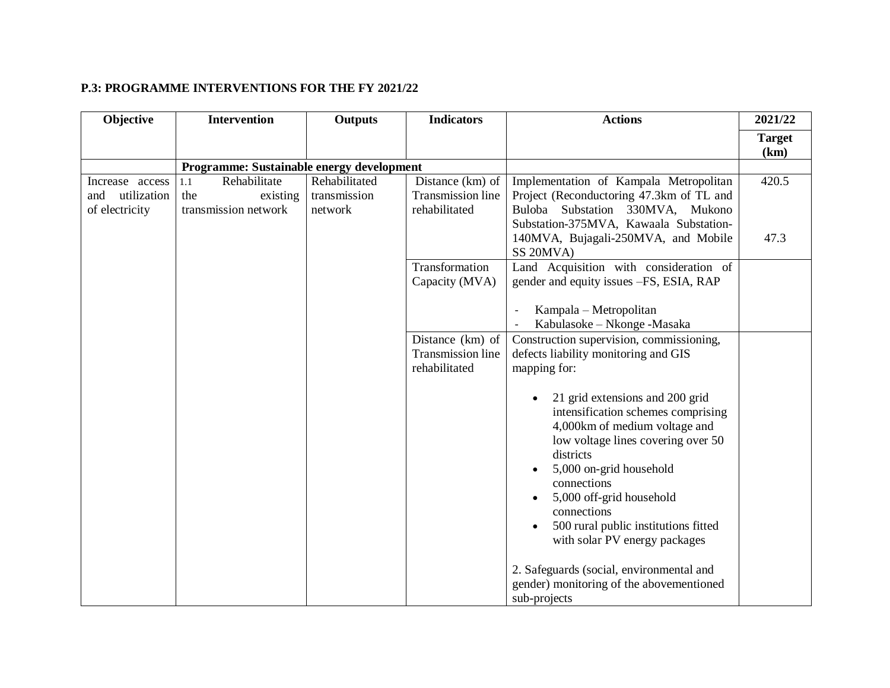**P.3: PROGRAMME INTERVENTIONS FOR THE FY 2021/22**

| Objective | Intervention | Outputs | Indicators | Actions | 2021/22 Target (km) |
|---|---|---|---|---|---|
| | Programme: Sustainable energy development | | | | |
| Increase access and utilization of electricity | 1.1 Rehabilitate the existing transmission network | Rehabilitated transmission network | Distance (km) of Transmission line rehabilitated | Implementation of Kampala Metropolitan Project (Reconductoring 47.3km of TL and Buloba Substation 330MVA, Mukono Substation-375MVA, Kawaala Substation-140MVA, Bujagali-250MVA, and Mobile SS 20MVA) | 420.5<br><br>47.3 |
| | | | Transformation Capacity (MVA) | Land Acquisition with consideration of gender and equity issues –FS, ESIA, RAP<br><br>- Kampala – Metropolitan<br>- Kabulasoke – Nkonge -Masaka | |
| | | | Distance (km) of Transmission line rehabilitated | Construction supervision, commissioning, defects liability monitoring and GIS mapping for:<br><br>• 21 grid extensions and 200 grid intensification schemes comprising 4,000km of medium voltage and low voltage lines covering over 50 districts<br>• 5,000 on-grid household connections<br>• 5,000 off-grid household connections<br>• 500 rural public institutions fitted with solar PV energy packages<br><br>2. Safeguards (social, environmental and gender) monitoring of the abovementioned sub-projects | |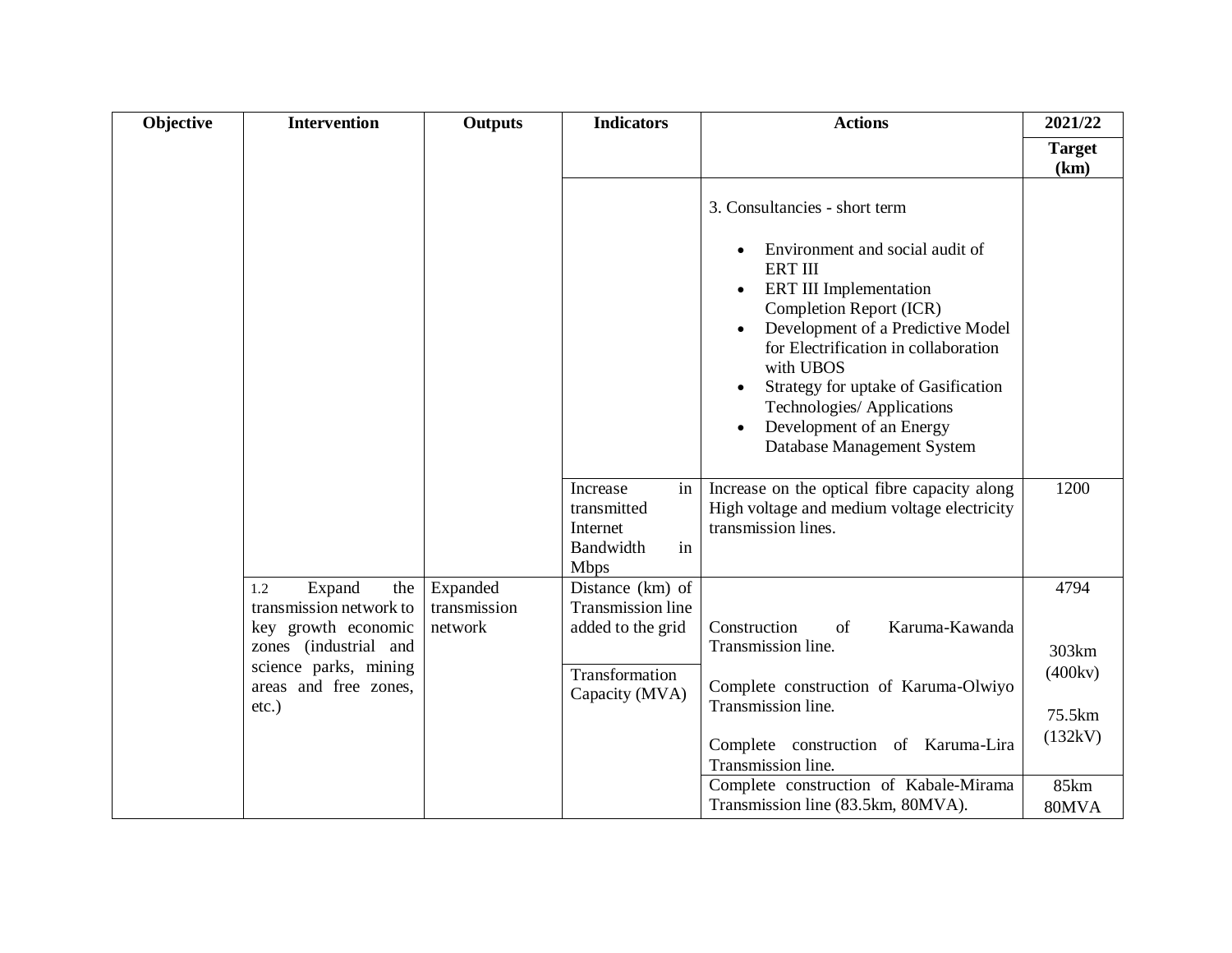| Objective | Intervention | Outputs | Indicators | Actions | 2021/22 |
|---|---|---|---|---|---|
| | | | | | **Target (km)** |
| | | | | 3. Consultancies - short term<br><br>• Environment and social audit of ERT III<br>• ERT III Implementation Completion Report (ICR)<br>• Development of a Predictive Model for Electrification in collaboration with UBOS<br>• Strategy for uptake of Gasification Technologies/ Applications<br>• Development of an Energy Database Management System | |
| | | | Increase in transmitted Internet Bandwidth in Mbps | Increase on the optical fibre capacity along High voltage and medium voltage electricity transmission lines. | 1200 |
| | 1.2 Expand the transmission network to key growth economic zones (industrial and science parks, mining areas and free zones, etc.) | Expanded transmission network | Distance (km) of Transmission line added to the grid | | 4794 |
| | | | Transformation Capacity (MVA) | Construction of Karuma-Kawanda Transmission line.<br><br>Complete construction of Karuma-Olwiyo Transmission line.<br><br>Complete construction of Karuma-Lira Transmission line. | 303km (400kv)<br><br>75.5km (132kV) |
| | | | | Complete construction of Kabale-Mirama Transmission line (83.5km, 80MVA). | 85km 80MVA |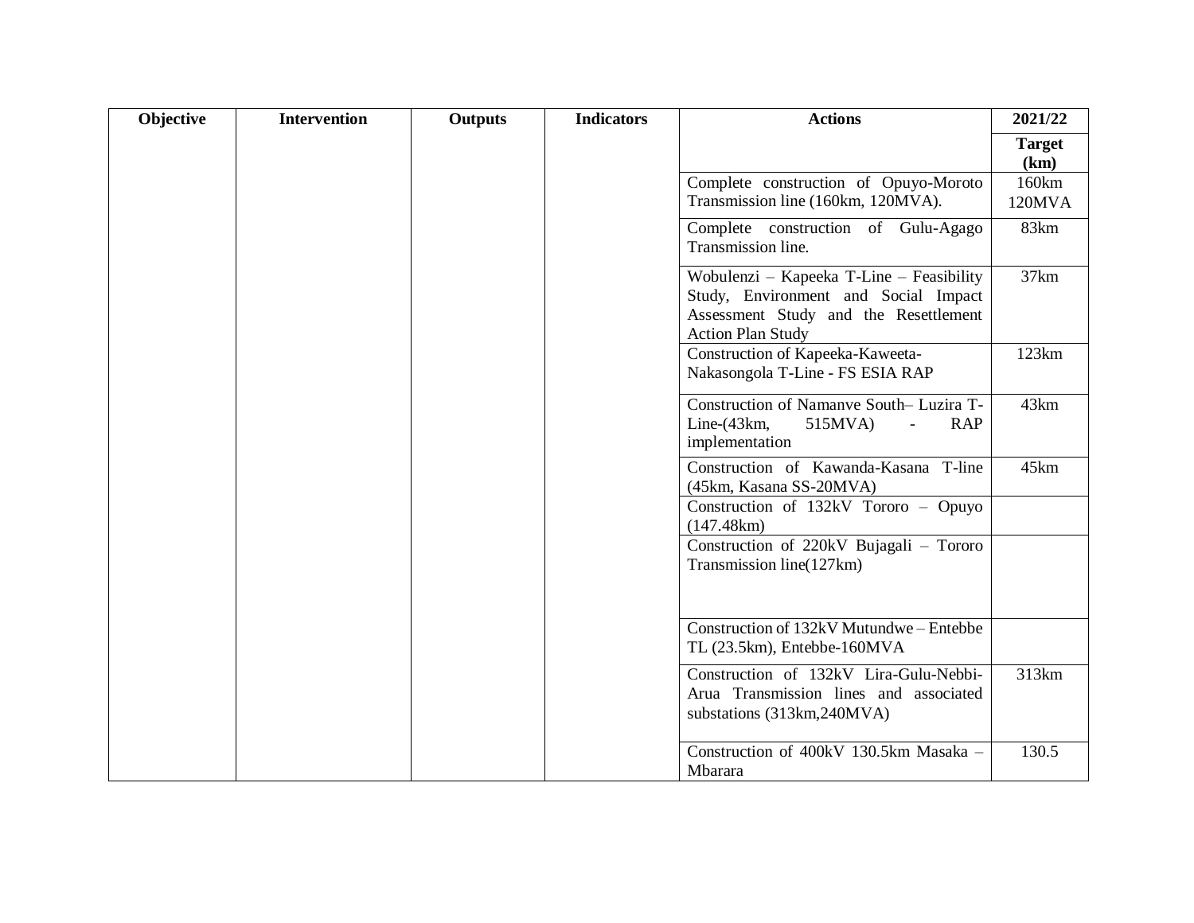| Objective | Intervention | Outputs | Indicators | Actions | 2021/22 |
|---|---|---|---|---|---|
| | | | | | **Target (km)** |
| | | | | Complete construction of Opuyo-Moroto Transmission line (160km, 120MVA). | 160km 120MVA |
| | | | | Complete construction of Gulu-Agago Transmission line. | 83km |
| | | | | Wobulenzi – Kapeeka T-Line – Feasibility Study, Environment and Social Impact Assessment Study and the Resettlement Action Plan Study | 37km |
| | | | | Construction of Kapeeka-Kaweeta-Nakasongola T-Line - FS ESIA RAP | 123km |
| | | | | Construction of Namanve South– Luzira T-Line-(43km, 515MVA) - RAP implementation | 43km |
| | | | | Construction of Kawanda-Kasana T-line (45km, Kasana SS-20MVA) | 45km |
| | | | | Construction of 132kV Tororo – Opuyo (147.48km) | |
| | | | | Construction of 220kV Bujagali – Tororo Transmission line(127km) | |
| | | | | Construction of 132kV Mutundwe – Entebbe TL (23.5km), Entebbe-160MVA | |
| | | | | Construction of 132kV Lira-Gulu-Nebbi-Arua Transmission lines and associated substations (313km,240MVA) | 313km |
| | | | | Construction of 400kV 130.5km Masaka – Mbarara | 130.5 |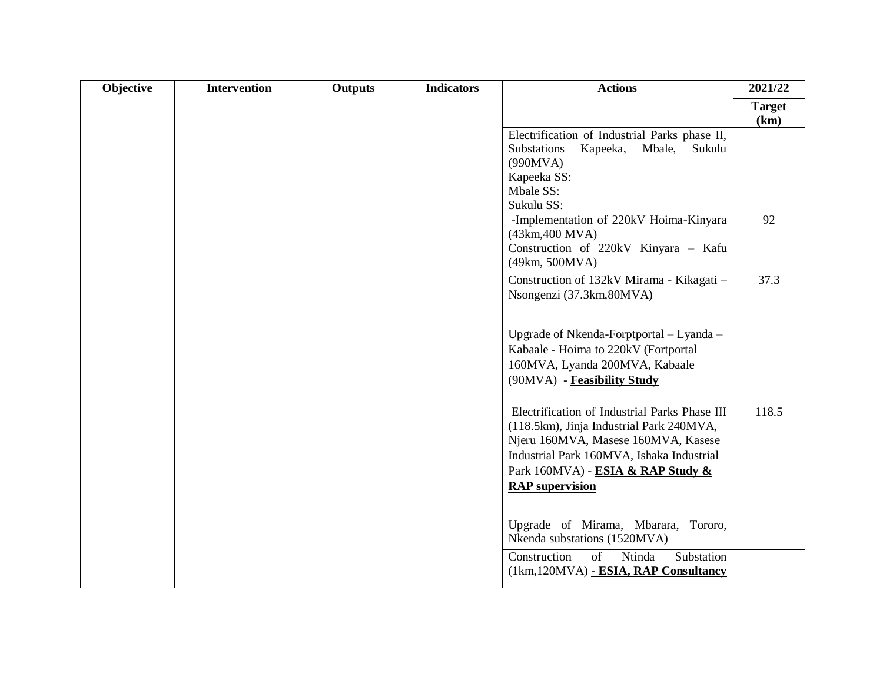| Objective | Intervention | Outputs | Indicators | Actions | 2021/22 |
|---|---|---|---|---|---|
| | | | | | **Target (km)** |
| | | | | Electrification of Industrial Parks phase II, Substations Kapeeka, Mbale, Sukulu (990MVA)<br>Kapeeka SS:<br>Mbale SS:<br>Sukulu SS: | |
| | | | | -Implementation of 220kV Hoima-Kinyara (43km,400 MVA)<br>Construction of 220kV Kinyara – Kafu (49km, 500MVA) | 92 |
| | | | | Construction of 132kV Mirama - Kikagati – Nsongenzi (37.3km,80MVA) | 37.3 |
| | | | | Upgrade of Nkenda-Forptportal – Lyanda – Kabaale - Hoima to 220kV (Fortportal 160MVA, Lyanda 200MVA, Kabaale (90MVA) - **Feasibility Study** | |
| | | | | Electrification of Industrial Parks Phase III (118.5km), Jinja Industrial Park 240MVA, Njeru 160MVA, Masese 160MVA, Kasese Industrial Park 160MVA, Ishaka Industrial Park 160MVA) - **ESIA & RAP Study & RAP supervision** | 118.5 |
| | | | | Upgrade of Mirama, Mbarara, Tororo, Nkenda substations (1520MVA) | |
| | | | | Construction of Ntinda Substation (1km,120MVA) **- ESIA, RAP Consultancy** | |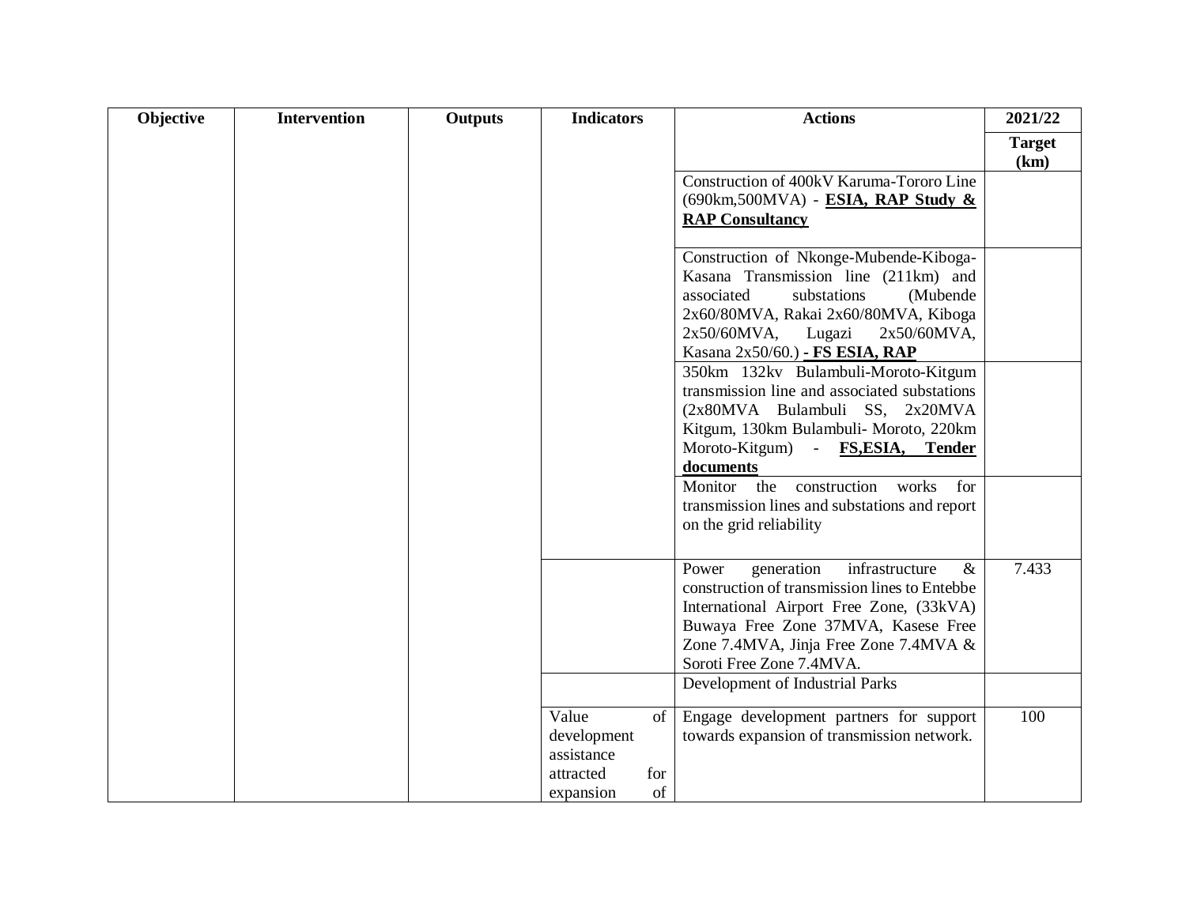| Objective | Intervention | Outputs | Indicators | Actions | 2021/22 |
|---|---|---|---|---|---|
| | | | | | **Target (km)** |
| | | | | Construction of 400kV Karuma-Tororo Line (690km,500MVA) - **ESIA, RAP Study & RAP Consultancy** | |
| | | | | Construction of Nkonge-Mubende-Kiboga-Kasana Transmission line (211km) and associated substations (Mubende 2x60/80MVA, Rakai 2x60/80MVA, Kiboga 2x50/60MVA, Lugazi 2x50/60MVA, Kasana 2x50/60.) **- FS ESIA, RAP** | |
| | | | | 350km 132kv Bulambuli-Moroto-Kitgum transmission line and associated substations (2x80MVA Bulambuli SS, 2x20MVA Kitgum, 130km Bulambuli- Moroto, 220km Moroto-Kitgum) - **FS,ESIA, Tender documents** | |
| | | | | Monitor the construction works for transmission lines and substations and report on the grid reliability | |
| | | | | Power generation infrastructure & construction of transmission lines to Entebbe International Airport Free Zone, (33kVA) Buwaya Free Zone 37MVA, Kasese Free Zone 7.4MVA, Jinja Free Zone 7.4MVA & Soroti Free Zone 7.4MVA. | 7.433 |
| | | | | Development of Industrial Parks | |
| | | | Value of development assistance attracted for expansion of | Engage development partners for support towards expansion of transmission network. | 100 |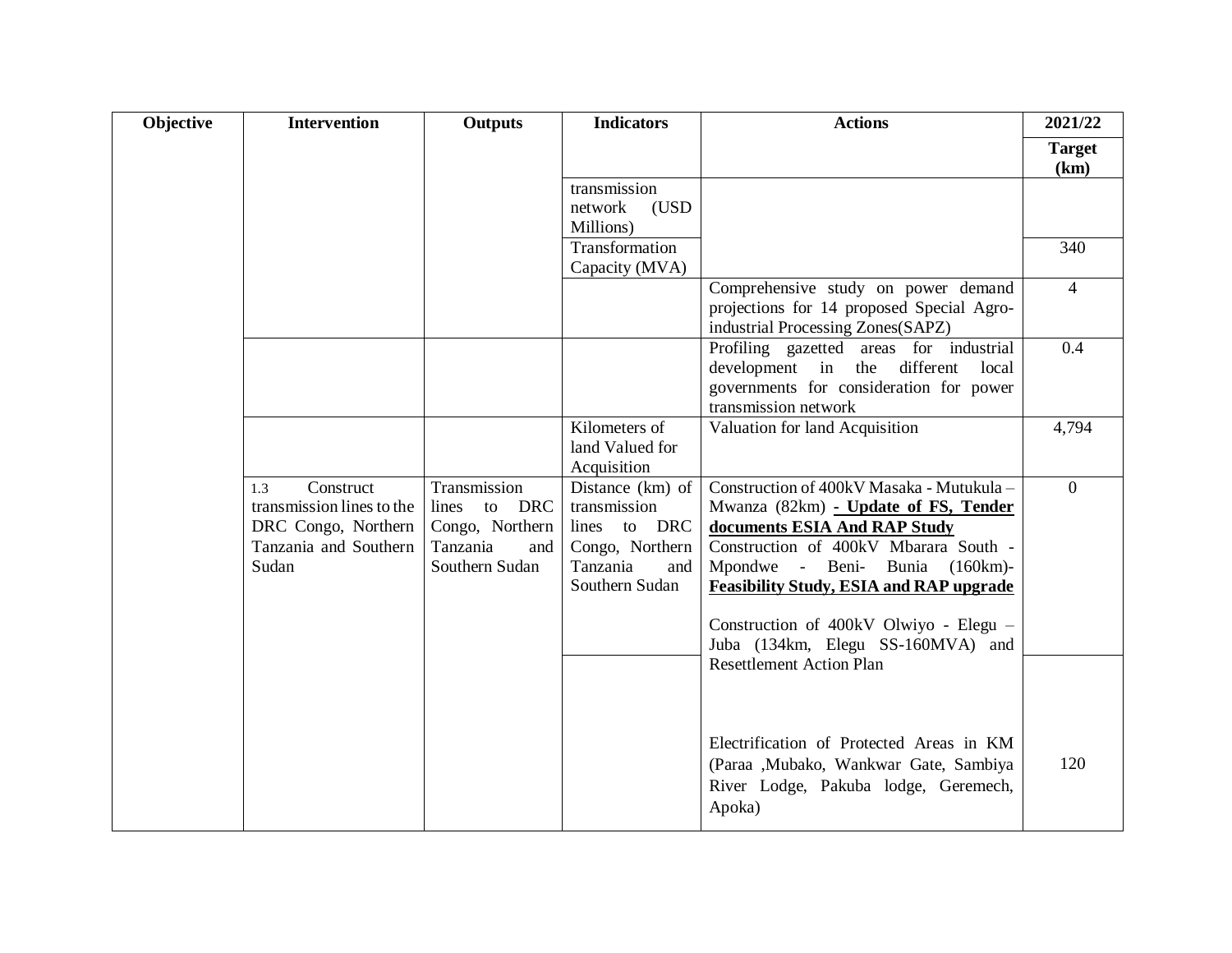| Objective | Intervention | Outputs | Indicators | Actions | 2021/22 |
|---|---|---|---|---|---|
| | | | | | **Target (km)** |
| | | | transmission network (USD Millions) | | |
| | | | Transformation Capacity (MVA) | | 340 |
| | | | | Comprehensive study on power demand projections for 14 proposed Special Agro-industrial Processing Zones(SAPZ) | 4 |
| | | | | Profiling gazetted areas for industrial development in the different local governments for consideration for power transmission network | 0.4 |
| | | | Kilometers of land Valued for Acquisition | Valuation for land Acquisition | 4,794 |
| | 1.3 Construct transmission lines to the DRC Congo, Northern Tanzania and Southern Sudan | Transmission lines to DRC Congo, Northern Tanzania and Southern Sudan | Distance (km) of transmission lines to DRC Congo, Northern Tanzania and Southern Sudan | Construction of 400kV Masaka - Mutukula – Mwanza (82km) **- Update of FS, Tender documents ESIA And RAP Study**<br>Construction of 400kV Mbarara South - Mpondwe - Beni- Bunia (160km)- **Feasibility Study, ESIA and RAP upgrade**<br><br>Construction of 400kV Olwiyo - Elegu – Juba (134km, Elegu SS-160MVA) and Resettlement Action Plan | 0 |
| | | | | Electrification of Protected Areas in KM (Paraa ,Mubako, Wankwar Gate, Sambiya River Lodge, Pakuba lodge, Geremech, Apoka) | 120 |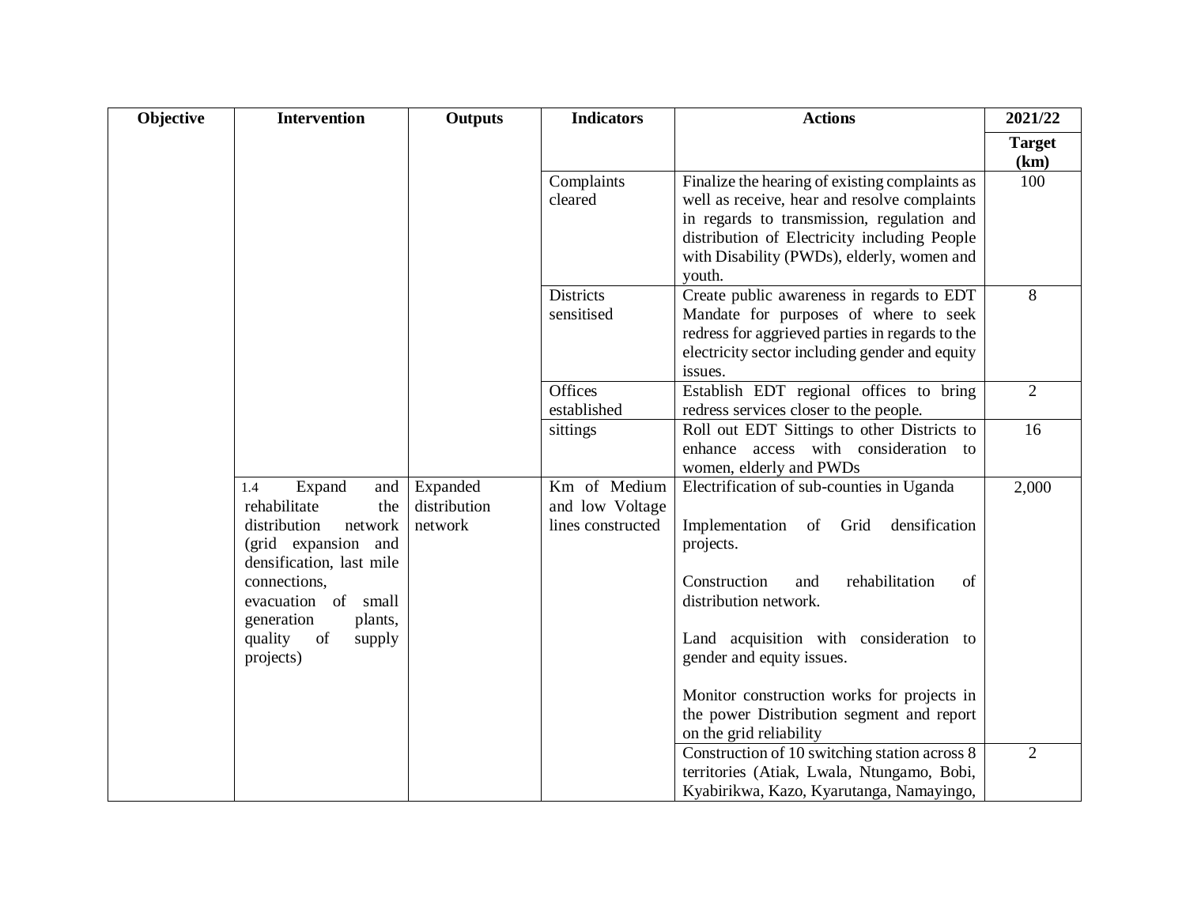| Objective | Intervention | Outputs | Indicators | Actions | 2021/22 |
|---|---|---|---|---|---|
| | | | | | **Target (km)** |
| | | | Complaints cleared | Finalize the hearing of existing complaints as well as receive, hear and resolve complaints in regards to transmission, regulation and distribution of Electricity including People with Disability (PWDs), elderly, women and youth. | 100 |
| | | | Districts sensitised | Create public awareness in regards to EDT Mandate for purposes of where to seek redress for aggrieved parties in regards to the electricity sector including gender and equity issues. | 8 |
| | | | Offices established | Establish EDT regional offices to bring redress services closer to the people. | 2 |
| | | | sittings | Roll out EDT Sittings to other Districts to enhance access with consideration to women, elderly and PWDs | 16 |
| | 1.4 Expand and rehabilitate the distribution network (grid expansion and densification, last mile connections, evacuation of small generation plants, quality of supply projects) | Expanded distribution network | Km of Medium and low Voltage lines constructed | Electrification of sub-counties in Uganda<br><br>Implementation of Grid densification projects.<br><br>Construction and rehabilitation of distribution network.<br><br>Land acquisition with consideration to gender and equity issues.<br><br>Monitor construction works for projects in the power Distribution segment and report on the grid reliability | 2,000 |
| | | | | Construction of 10 switching station across 8 territories (Atiak, Lwala, Ntungamo, Bobi, Kyabirikwa, Kazo, Kyarutanga, Namayingo, | 2 |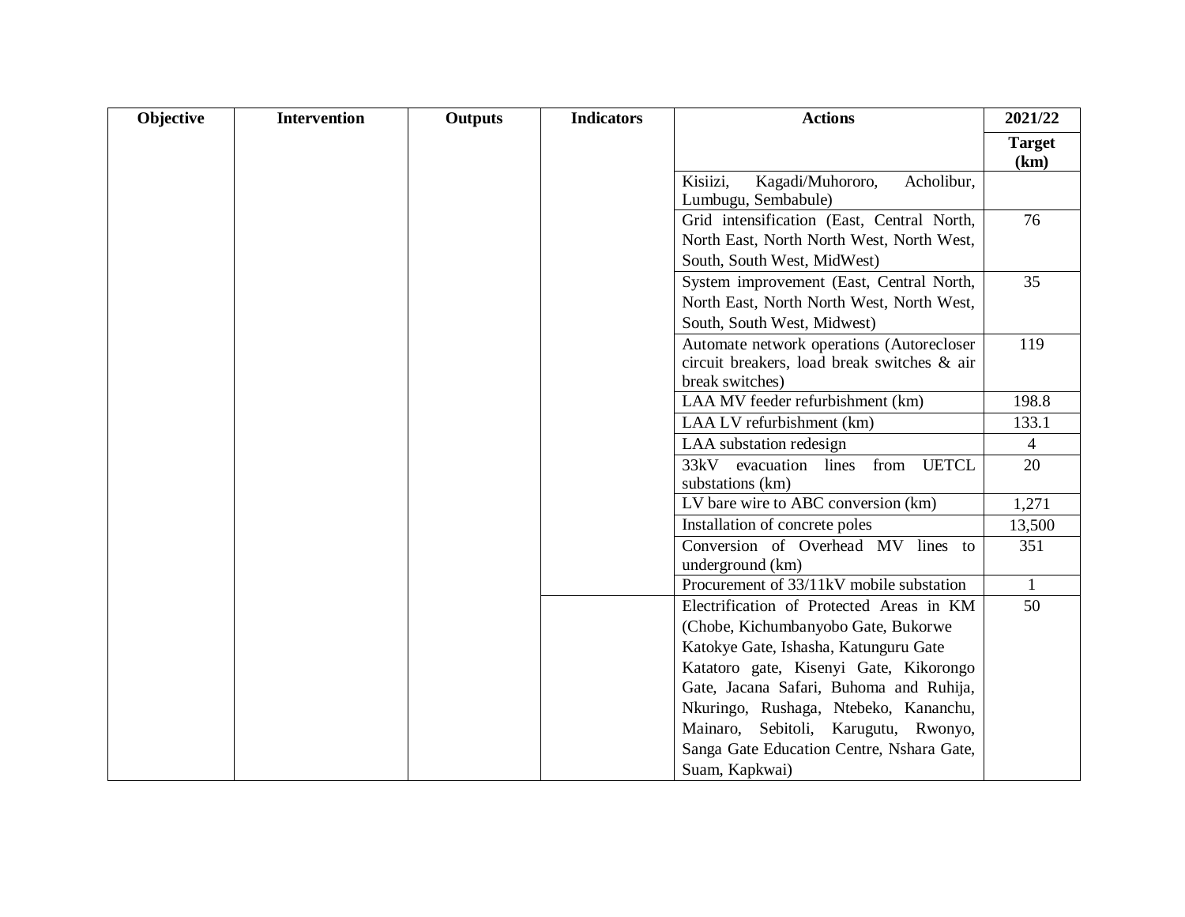| Objective | Intervention | Outputs | Indicators | Actions | 2021/22 |
|---|---|---|---|---|---|
| | | | | | **Target (km)** |
| | | | | Kisiizi, Kagadi/Muhororo, Acholibur, Lumbugu, Sembabule) | |
| | | | | Grid intensification (East, Central North, North East, North North West, North West, South, South West, MidWest) | 76 |
| | | | | System improvement (East, Central North, North East, North North West, North West, South, South West, Midwest) | 35 |
| | | | | Automate network operations (Autorecloser circuit breakers, load break switches & air break switches) | 119 |
| | | | | LAA MV feeder refurbishment (km) | 198.8 |
| | | | | LAA LV refurbishment (km) | 133.1 |
| | | | | LAA substation redesign | 4 |
| | | | | 33kV evacuation lines from UETCL substations (km) | 20 |
| | | | | LV bare wire to ABC conversion (km) | 1,271 |
| | | | | Installation of concrete poles | 13,500 |
| | | | | Conversion of Overhead MV lines to underground (km) | 351 |
| | | | | Procurement of 33/11kV mobile substation | 1 |
| | | | | Electrification of Protected Areas in KM (Chobe, Kichumbanyobo Gate, Bukorwe Katokye Gate, Ishasha, Katunguru Gate Katatoro gate, Kisenyi Gate, Kikorongo Gate, Jacana Safari, Buhoma and Ruhija, Nkuringo, Rushaga, Ntebeko, Kananchu, Mainaro, Sebitoli, Karugutu, Rwonyo, Sanga Gate Education Centre, Nshara Gate, Suam, Kapkwai) | 50 |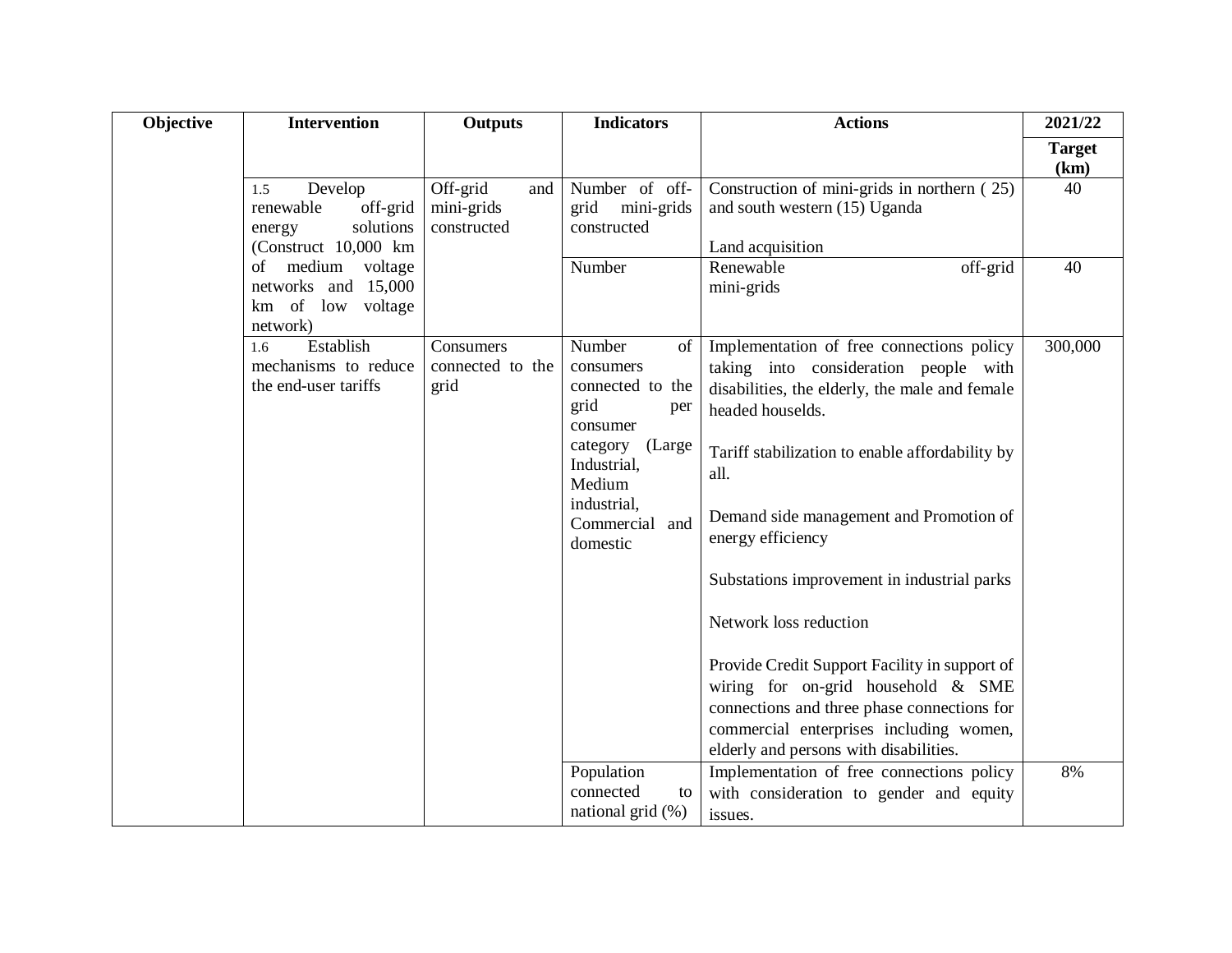| Objective | Intervention | Outputs | Indicators | Actions | 2021/22 |
|---|---|---|---|---|---|
| | | | | | **Target (km)** |
| | 1.5 Develop renewable off-grid energy solutions (Construct 10,000 km of medium voltage networks and 15,000 km of low voltage network) | Off-grid and mini-grids constructed | Number of off-grid mini-grids constructed | Construction of mini-grids in northern ( 25) and south western (15) Uganda<br><br>Land acquisition | 40 |
| | | | Number | Renewable off-grid mini-grids | 40 |
| | 1.6 Establish mechanisms to reduce the end-user tariffs | Consumers connected to the grid | Number of consumers connected to the grid per consumer category (Large Industrial, Medium industrial, Commercial and domestic | Implementation of free connections policy taking into consideration people with disabilities, the elderly, the male and female headed houselds.<br><br>Tariff stabilization to enable affordability by all.<br><br>Demand side management and Promotion of energy efficiency<br><br>Substations improvement in industrial parks<br><br>Network loss reduction<br><br>Provide Credit Support Facility in support of wiring for on-grid household & SME connections and three phase connections for commercial enterprises including women, elderly and persons with disabilities. | 300,000 |
| | | | Population connected to national grid (%) | Implementation of free connections policy with consideration to gender and equity issues. | 8% |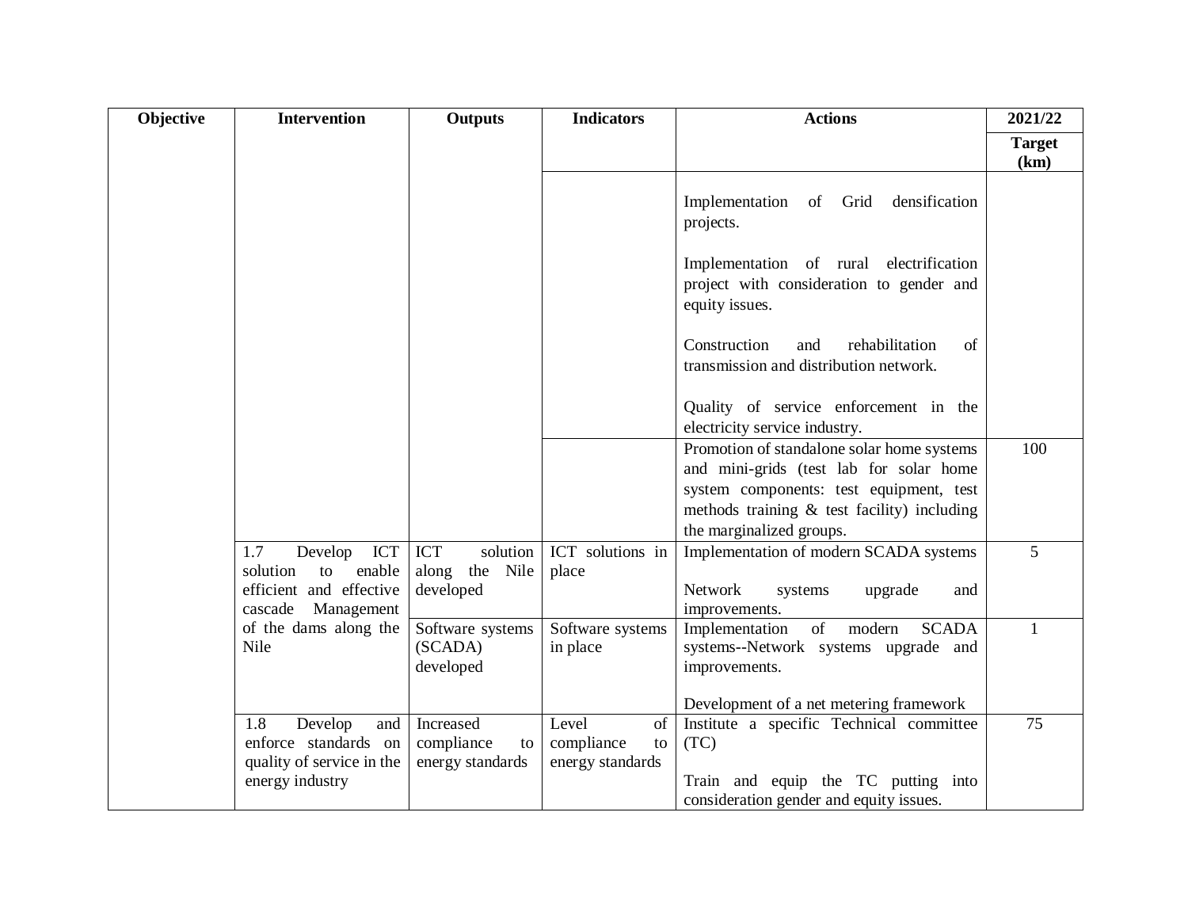| Objective | Intervention | Outputs | Indicators | Actions | 2021/22 |
|---|---|---|---|---|---|
| | | | | | Target (km) |
| | | | | Implementation of Grid densification projects.<br><br>Implementation of rural electrification project with consideration to gender and equity issues.<br><br>Construction and rehabilitation of transmission and distribution network.<br><br>Quality of service enforcement in the electricity service industry. | |
| | | | | Promotion of standalone solar home systems and mini-grids (test lab for solar home system components: test equipment, test methods training & test facility) including the marginalized groups. | 100 |
| | 1.7 Develop ICT solution to enable efficient and effective cascade Management of the dams along the Nile | ICT solution along the Nile developed | ICT solutions in place | Implementation of modern SCADA systems<br><br>Network systems upgrade and improvements. | 5 |
| | | Software systems (SCADA) developed | Software systems in place | Implementation of modern SCADA systems--Network systems upgrade and improvements.<br><br>Development of a net metering framework | 1 |
| | 1.8 Develop and enforce standards on quality of service in the energy industry | Increased compliance to energy standards | Level of compliance to energy standards | Institute a specific Technical committee (TC)<br><br>Train and equip the TC putting into consideration gender and equity issues. | 75 |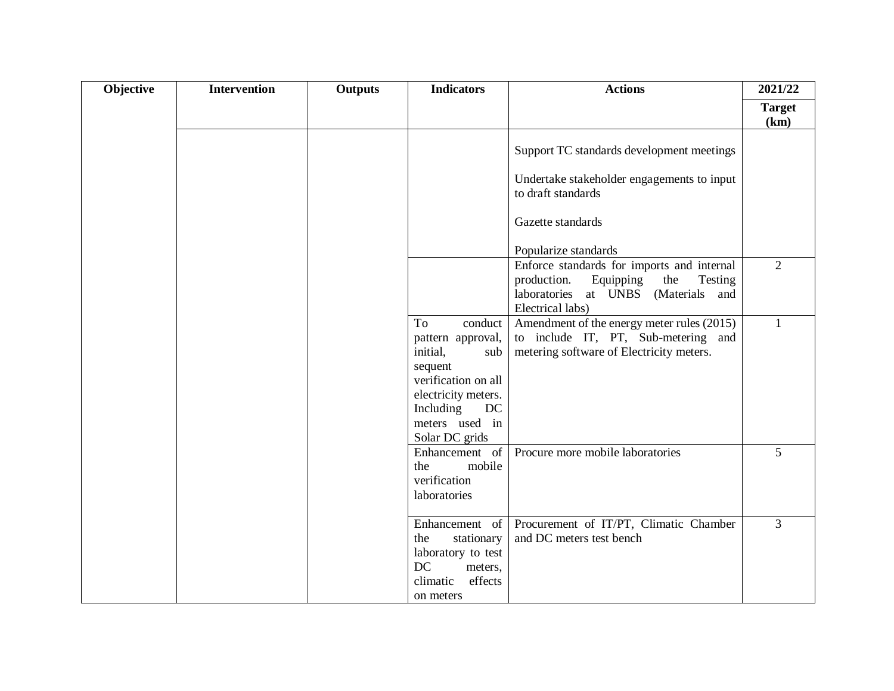| Objective | Intervention | Outputs | Indicators | Actions | 2021/22 |
|---|---|---|---|---|---|
| | | | | | Target (km) |
| | | | | Support TC standards development meetings<br><br>Undertake stakeholder engagements to input to draft standards<br><br>Gazette standards<br><br>Popularize standards | |
| | | | | Enforce standards for imports and internal production. Equipping the Testing laboratories at UNBS (Materials and Electrical labs) | 2 |
| | | | To conduct pattern approval, initial, sub sequent verification on all electricity meters. Including DC meters used in Solar DC grids | Amendment of the energy meter rules (2015) to include IT, PT, Sub-metering and metering software of Electricity meters. | 1 |
| | | | Enhancement of the mobile verification laboratories | Procure more mobile laboratories | 5 |
| | | | Enhancement of the stationary laboratory to test DC meters, climatic effects on meters | Procurement of IT/PT, Climatic Chamber and DC meters test bench | 3 |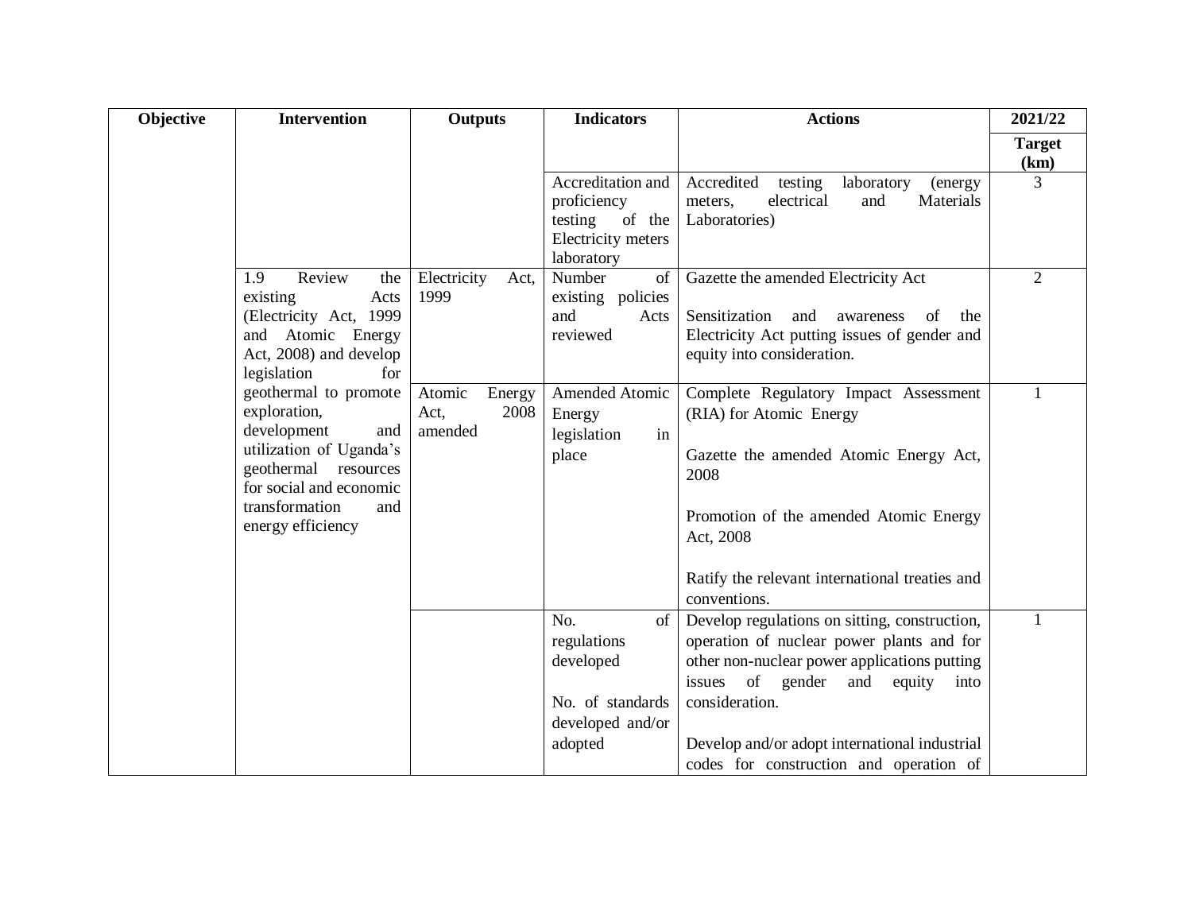| Objective | Intervention | Outputs | Indicators | Actions | 2021/22 |
|---|---|---|---|---|---|
| | | | | | **Target (km)** |
| | | | Accreditation and proficiency testing of the Electricity meters laboratory | Accredited testing laboratory (energy meters, electrical and Materials Laboratories) | 3 |
| | 1.9 Review the existing Acts (Electricity Act, 1999 and Atomic Energy Act, 2008) and develop legislation for geothermal to promote exploration, development and utilization of Uganda's geothermal resources for social and economic transformation and energy efficiency | Electricity Act, 1999 | Number of existing policies and Acts reviewed | Gazette the amended Electricity Act<br><br>Sensitization and awareness of the Electricity Act putting issues of gender and equity into consideration. | 2 |
| | | Atomic Energy Act, 2008 amended | Amended Atomic Energy legislation in place | Complete Regulatory Impact Assessment (RIA) for Atomic Energy<br><br>Gazette the amended Atomic Energy Act, 2008<br><br>Promotion of the amended Atomic Energy Act, 2008<br><br>Ratify the relevant international treaties and conventions. | 1 |
| | | | No. of regulations developed<br><br>No. of standards developed and/or adopted | Develop regulations on sitting, construction, operation of nuclear power plants and for other non-nuclear power applications putting issues of gender and equity into consideration.<br><br>Develop and/or adopt international industrial codes for construction and operation of | 1 |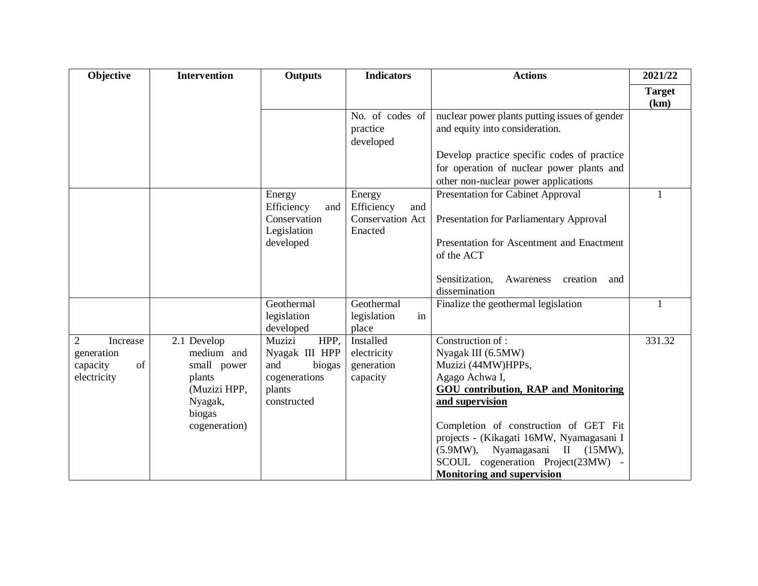| Objective | Intervention | Outputs | Indicators | Actions | 2021/22 |
|---|---|---|---|---|---|
| | | | | | **Target (km)** |
| | | | No. of codes of practice developed | nuclear power plants putting issues of gender and equity into consideration.<br><br>Develop practice specific codes of practice for operation of nuclear power plants and other non-nuclear power applications | |
| | | Energy Efficiency and Conservation Legislation developed | Energy Efficiency and Conservation Act Enacted | Presentation for Cabinet Approval<br><br>Presentation for Parliamentary Approval<br><br>Presentation for Ascentment and Enactment of the ACT<br><br>Sensitization, Awareness creation and dissemination | 1 |
| | | Geothermal legislation developed | Geothermal legislation in place | Finalize the geothermal legislation | 1 |
| 2 Increase generation capacity of electricity | 2.1 Develop medium and small power plants (Muzizi HPP, Nyagak, biogas cogeneration) | Muzizi HPP, Nyagak III HPP and biogas cogenerations plants constructed | Installed electricity generation capacity | Construction of :<br>Nyagak III (6.5MW)<br>Muzizi (44MW)HPPs,<br>Agago Achwa I,<br>**GOU contribution, RAP and Monitoring and supervision**<br><br>Completion of construction of GET Fit projects - (Kikagati 16MW, Nyamagasani I (5.9MW), Nyamagasani II (15MW), SCOUL cogeneration Project(23MW) - **Monitoring and supervision** | 331.32 |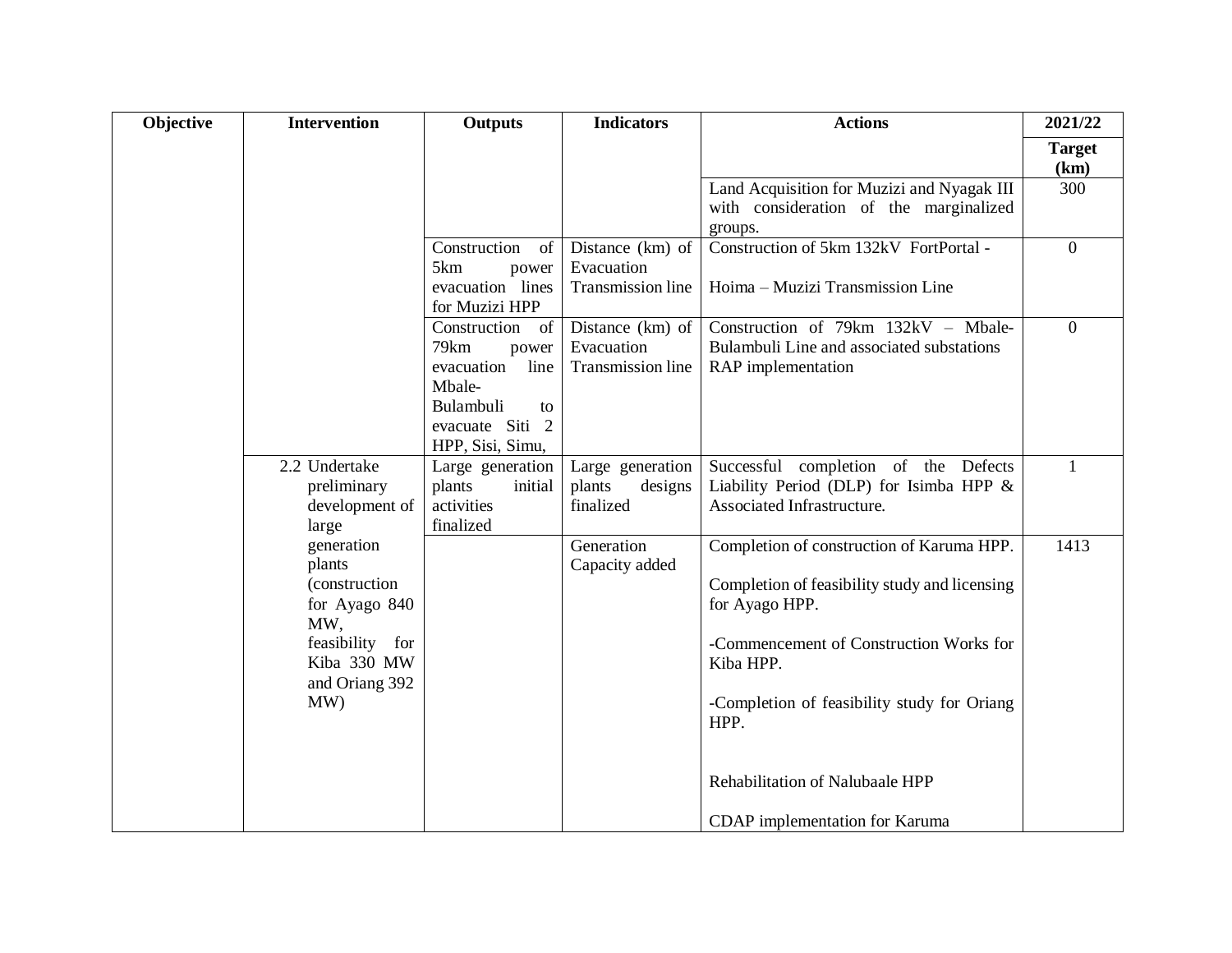| Objective | Intervention | Outputs | Indicators | Actions | 2021/22 |
|---|---|---|---|---|---|
| | | | | | **Target (km)** |
| | | | | Land Acquisition for Muzizi and Nyagak III with consideration of the marginalized groups. | 300 |
| | | Construction of 5km power evacuation lines for Muzizi HPP | Distance (km) of Evacuation Transmission line | Construction of 5km 132kV FortPortal - Hoima – Muzizi Transmission Line | 0 |
| | | Construction of 79km power evacuation line Mbale-Bulambuli to evacuate Siti 2 HPP, Sisi, Simu, | Distance (km) of Evacuation Transmission line | Construction of 79km 132kV – Mbale-Bulambuli Line and associated substations RAP implementation | 0 |
| | 2.2 Undertake preliminary development of large generation plants (construction for Ayago 840 MW, feasibility for Kiba 330 MW and Oriang 392 MW) | Large generation plants initial activities finalized | Large generation plants designs finalized | Successful completion of the Defects Liability Period (DLP) for Isimba HPP & Associated Infrastructure. | 1 |
| | | | Generation Capacity added | Completion of construction of Karuma HPP.<br><br>Completion of feasibility study and licensing for Ayago HPP.<br><br>-Commencement of Construction Works for Kiba HPP.<br><br>-Completion of feasibility study for Oriang HPP.<br><br>Rehabilitation of Nalubaale HPP<br><br>CDAP implementation for Karuma | 1413 |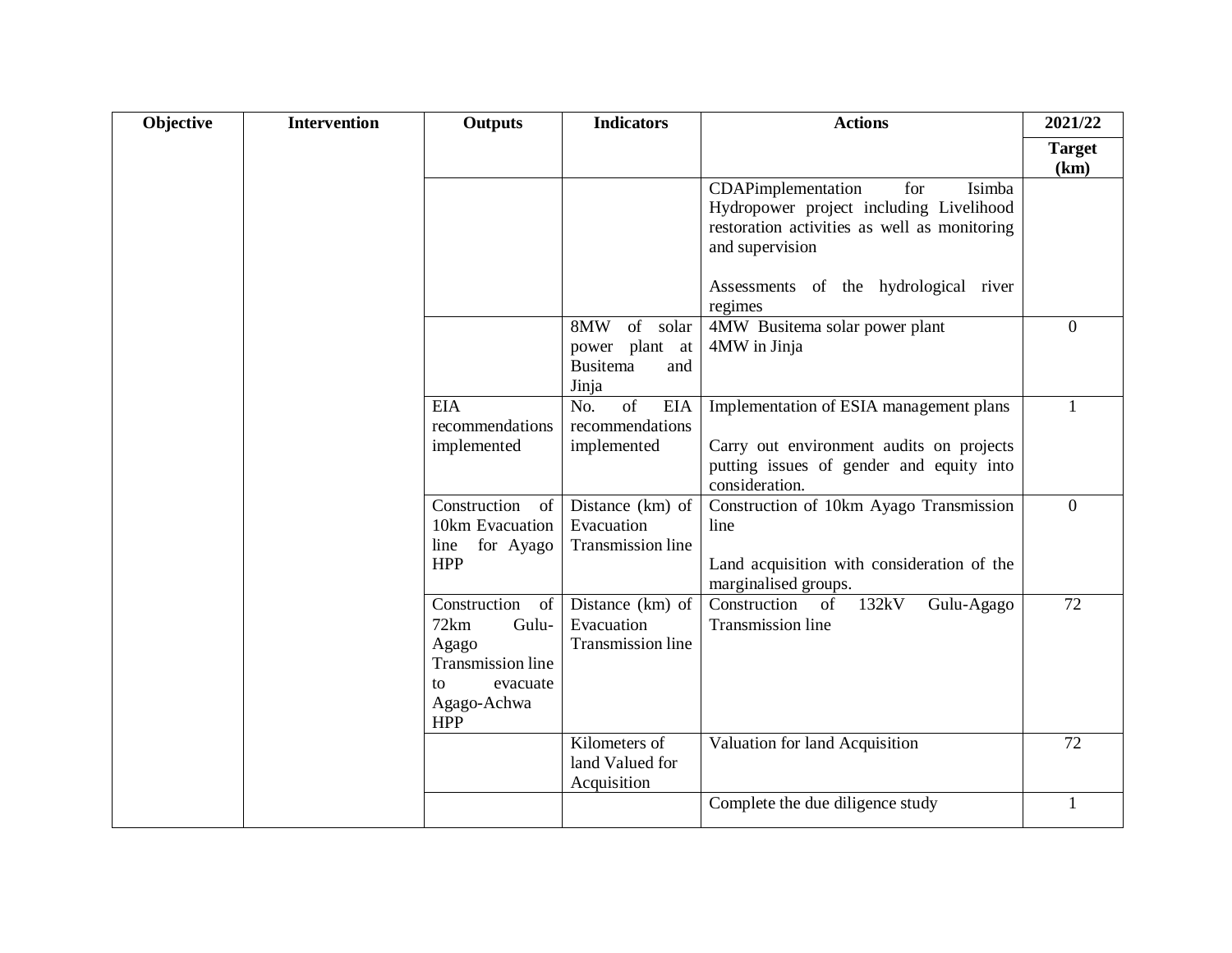| Objective | Intervention | Outputs | Indicators | Actions | 2021/22 |
|---|---|---|---|---|---|
| | | | | | **Target (km)** |
| | | | | CDAPimplementation for Isimba Hydropower project including Livelihood restoration activities as well as monitoring and supervision<br><br>Assessments of the hydrological river regimes | |
| | | | 8MW of solar power plant at Busitema and Jinja | 4MW Busitema solar power plant<br>4MW in Jinja | 0 |
| | | EIA recommendations implemented | No. of EIA recommendations implemented | Implementation of ESIA management plans<br><br>Carry out environment audits on projects putting issues of gender and equity into consideration. | 1 |
| | | Construction of 10km Evacuation line for Ayago HPP | Distance (km) of Evacuation Transmission line | Construction of 10km Ayago Transmission line<br><br>Land acquisition with consideration of the marginalised groups. | 0 |
| | | Construction of 72km Gulu-Agago Transmission line to evacuate Agago-Achwa HPP | Distance (km) of Evacuation Transmission line | Construction of 132kV Gulu-Agago Transmission line | 72 |
| | | | Kilometers of land Valued for Acquisition | Valuation for land Acquisition | 72 |
| | | | | Complete the due diligence study | 1 |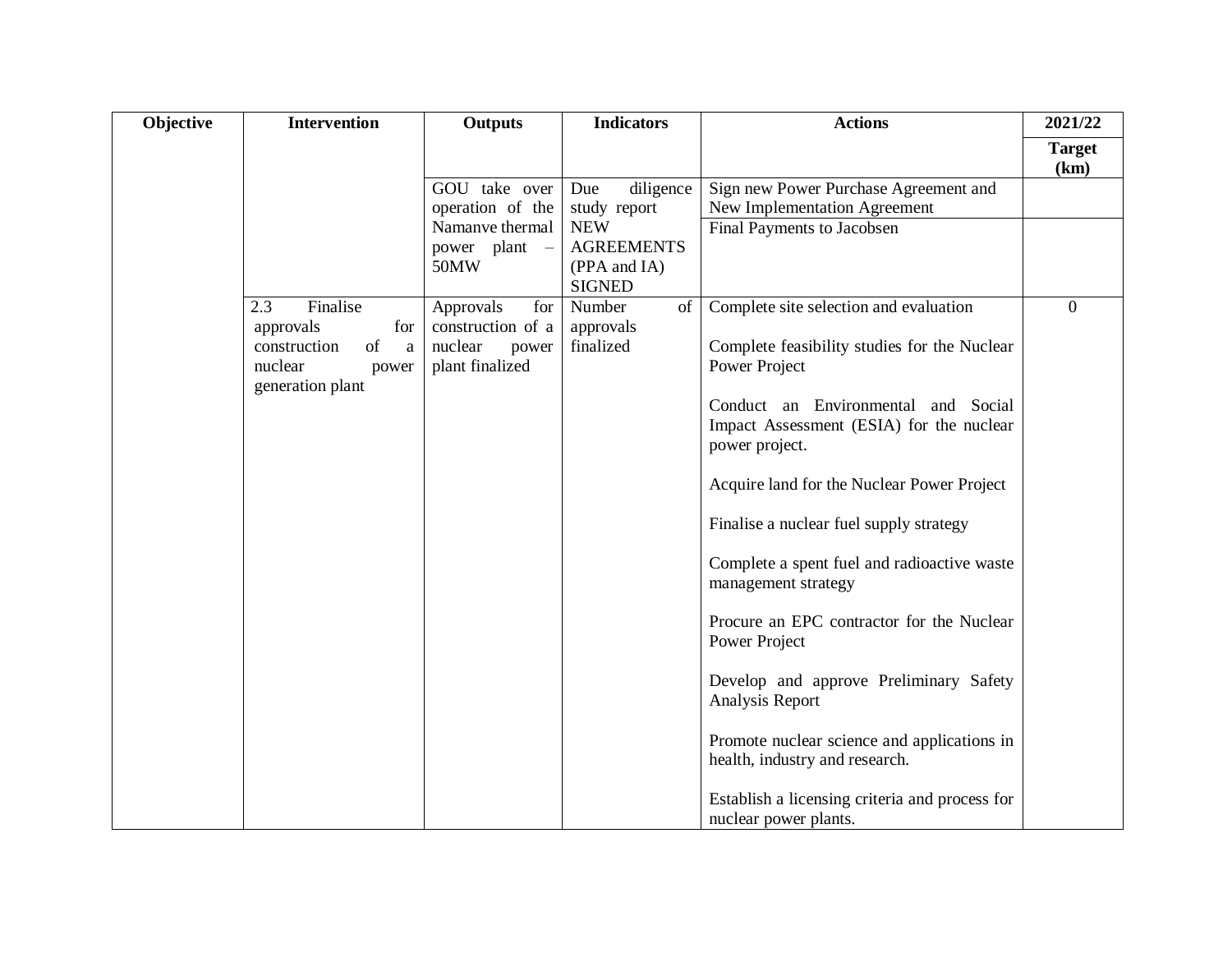| Objective | Intervention | Outputs | Indicators | Actions | 2021/22 |
|---|---|---|---|---|---|
| | | | | | **Target (km)** |
| | | GOU take over operation of the Namanve thermal power plant – 50MW | Due diligence study report NEW AGREEMENTS (PPA and IA) SIGNED | Sign new Power Purchase Agreement and New Implementation Agreement | |
| | | | | Final Payments to Jacobsen | |
| | 2.3 Finalise approvals for construction of a nuclear power generation plant | Approvals for construction of a nuclear power plant finalized | Number of approvals finalized | Complete site selection and evaluation<br><br>Complete feasibility studies for the Nuclear Power Project<br><br>Conduct an Environmental and Social Impact Assessment (ESIA) for the nuclear power project.<br><br>Acquire land for the Nuclear Power Project<br><br>Finalise a nuclear fuel supply strategy<br><br>Complete a spent fuel and radioactive waste management strategy<br><br>Procure an EPC contractor for the Nuclear Power Project<br><br>Develop and approve Preliminary Safety Analysis Report<br><br>Promote nuclear science and applications in health, industry and research.<br><br>Establish a licensing criteria and process for nuclear power plants. | 0 |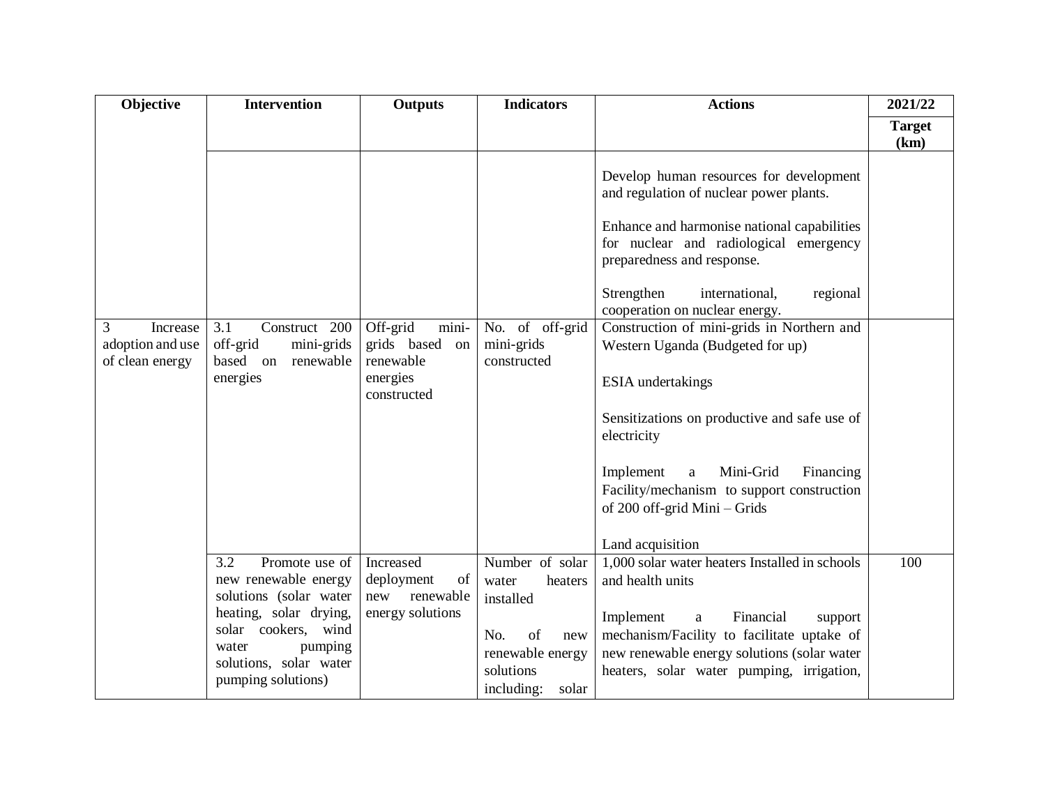| Objective | Intervention | Outputs | Indicators | Actions | 2021/22 |
|---|---|---|---|---|---|
| | | | | | Target (km) |
| | | | | Develop human resources for development and regulation of nuclear power plants.<br><br>Enhance and harmonise national capabilities for nuclear and radiological emergency preparedness and response.<br><br>Strengthen international, regional cooperation on nuclear energy. | |
| 3 Increase adoption and use of clean energy | 3.1 Construct 200 off-grid mini-grids based on renewable energies | Off-grid mini-grids based on renewable energies constructed | No. of off-grid mini-grids constructed | Construction of mini-grids in Northern and Western Uganda (Budgeted for up)<br><br>ESIA undertakings<br><br>Sensitizations on productive and safe use of electricity<br><br>Implement a Mini-Grid Financing Facility/mechanism to support construction of 200 off-grid Mini – Grids<br><br>Land acquisition | |
| | 3.2 Promote use of new renewable energy solutions (solar water heating, solar drying, solar cookers, wind water pumping solutions, solar water pumping solutions) | Increased deployment of new renewable energy solutions | Number of solar water heaters installed<br><br>No. of new renewable energy solutions including: solar | 1,000 solar water heaters Installed in schools and health units<br><br>Implement a Financial support mechanism/Facility to facilitate uptake of new renewable energy solutions (solar water heaters, solar water pumping, irrigation, | 100 |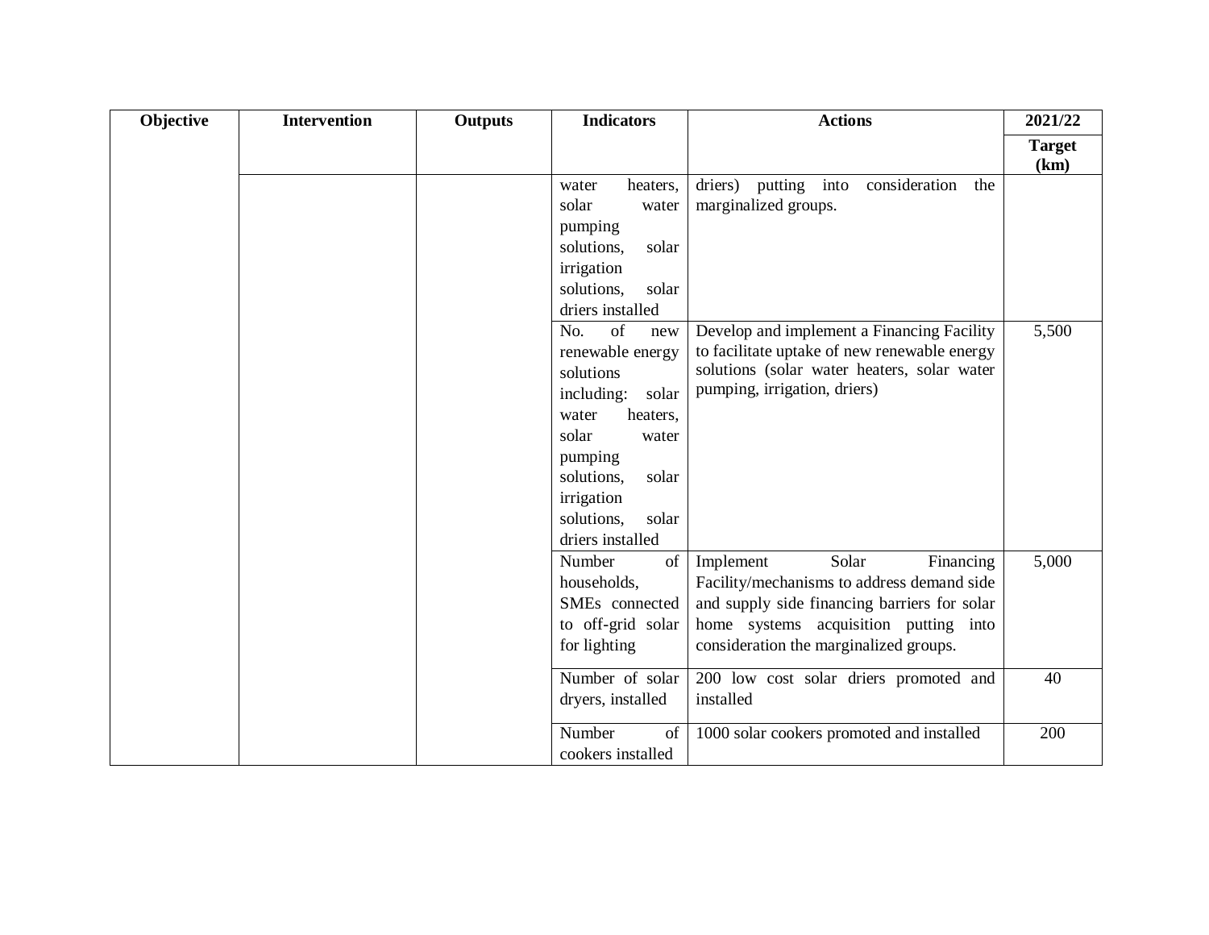| Objective | Intervention | Outputs | Indicators | Actions | 2021/22 |
|---|---|---|---|---|---|
| | | | | | **Target (km)** |
| | | | water heaters, solar water pumping solutions, solar irrigation solutions, solar driers installed | driers) putting into consideration the marginalized groups. | |
| | | | No. of new renewable energy solutions including: solar water heaters, solar water pumping solutions, solar irrigation solutions, solar driers installed | Develop and implement a Financing Facility to facilitate uptake of new renewable energy solutions (solar water heaters, solar water pumping, irrigation, driers) | 5,500 |
| | | | Number of households, SMEs connected to off-grid solar for lighting | Implement Solar Financing Facility/mechanisms to address demand side and supply side financing barriers for solar home systems acquisition putting into consideration the marginalized groups. | 5,000 |
| | | | Number of solar dryers, installed | 200 low cost solar driers promoted and installed | 40 |
| | | | Number of cookers installed | 1000 solar cookers promoted and installed | 200 |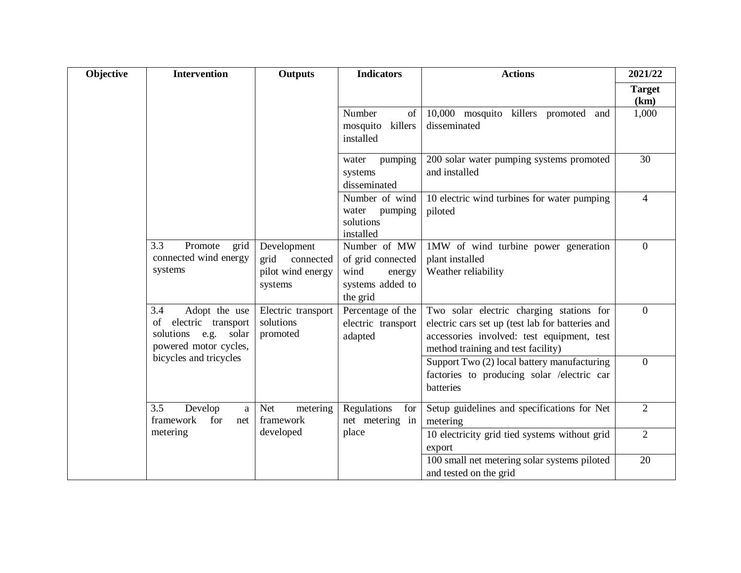| Objective | Intervention | Outputs | Indicators | Actions | 2021/22 |
|---|---|---|---|---|---|
| | | | | | **Target (km)** |
| | | | Number of mosquito killers installed | 10,000 mosquito killers promoted and disseminated | 1,000 |
| | | | water pumping systems disseminated | 200 solar water pumping systems promoted and installed | 30 |
| | | | Number of wind water pumping solutions installed | 10 electric wind turbines for water pumping piloted | 4 |
| | 3.3 Promote grid connected wind energy systems | Development grid connected pilot wind energy systems | Number of MW of grid connected wind energy systems added to the grid | 1MW of wind turbine power generation plant installed<br>Weather reliability | 0 |
| | 3.4 Adopt the use of electric transport solutions e.g. solar powered motor cycles, bicycles and tricycles | Electric transport solutions promoted | Percentage of the electric transport adapted | Two solar electric charging stations for electric cars set up (test lab for batteries and accessories involved: test equipment, test method training and test facility) | 0 |
| | | | | Support Two (2) local battery manufacturing factories to producing solar /electric car batteries | 0 |
| | 3.5 Develop a framework for net metering | Net metering framework developed | Regulations for net metering in place | Setup guidelines and specifications for Net metering | 2 |
| | | | | 10 electricity grid tied systems without grid export | 2 |
| | | | | 100 small net metering solar systems piloted and tested on the grid | 20 |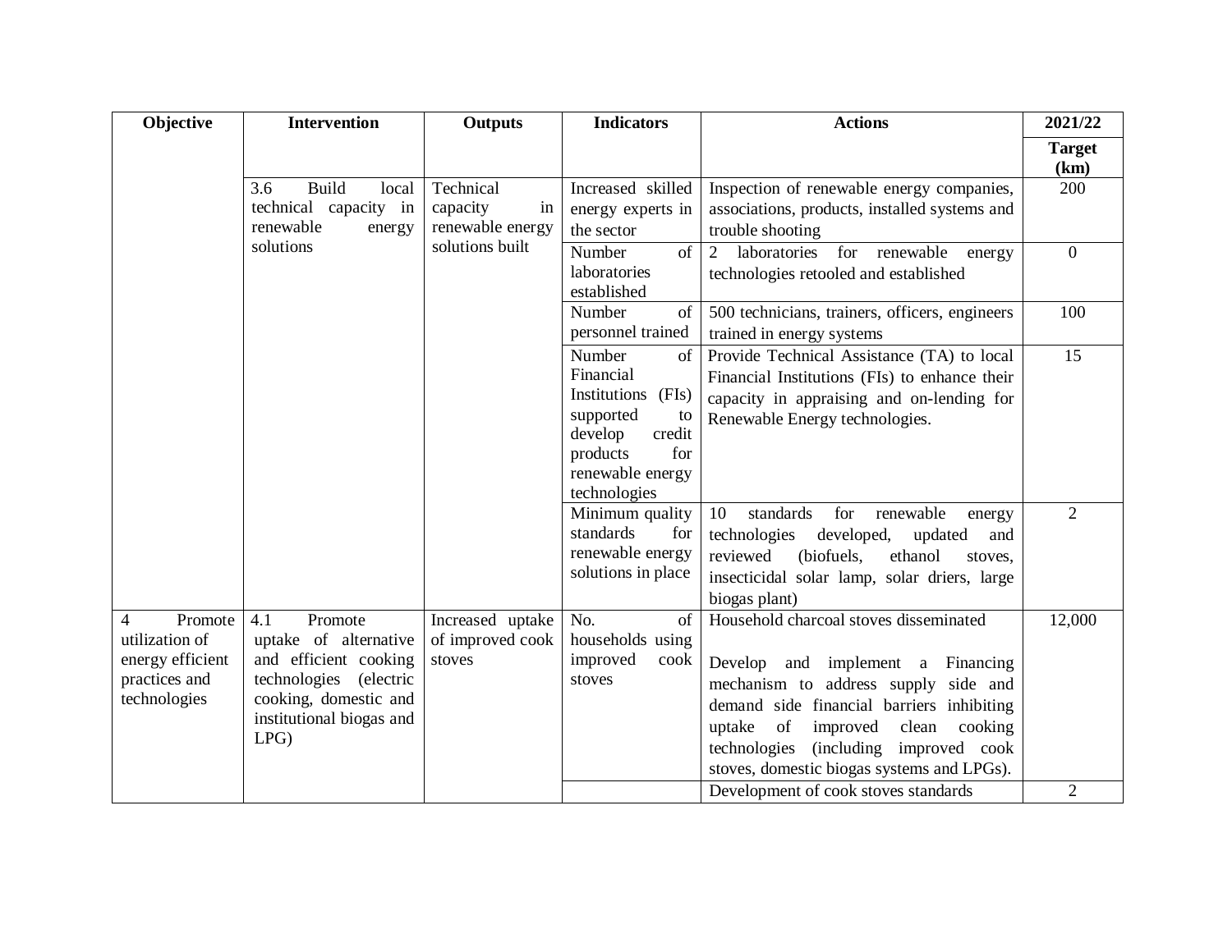| Objective | Intervention | Outputs | Indicators | Actions | 2021/22 |
|---|---|---|---|---|---|
| | | | | | Target (km) |
| | 3.6 Build local technical capacity in renewable energy solutions | Technical capacity in renewable energy solutions built | Increased skilled energy experts in the sector | Inspection of renewable energy companies, associations, products, installed systems and trouble shooting | 200 |
| | | | Number of laboratories established | 2 laboratories for renewable energy technologies retooled and established | 0 |
| | | | Number of personnel trained | 500 technicians, trainers, officers, engineers trained in energy systems | 100 |
| | | | Number of Financial Institutions (FIs) supported to develop credit products for renewable energy technologies | Provide Technical Assistance (TA) to local Financial Institutions (FIs) to enhance their capacity in appraising and on-lending for Renewable Energy technologies. | 15 |
| | | | Minimum quality standards for renewable energy solutions in place | 10 standards for renewable energy technologies developed, updated and reviewed (biofuels, ethanol stoves, insecticidal solar lamp, solar driers, large biogas plant) | 2 |
| 4 Promote utilization of energy efficient practices and technologies | 4.1 Promote uptake of alternative and efficient cooking technologies (electric cooking, domestic and institutional biogas and LPG) | Increased uptake of improved cook stoves | No. of households using improved cook stoves | Household charcoal stoves disseminated<br><br>Develop and implement a Financing mechanism to address supply side and demand side financial barriers inhibiting uptake of improved clean cooking technologies (including improved cook stoves, domestic biogas systems and LPGs). | 12,000 |
| | | | | Development of cook stoves standards | 2 |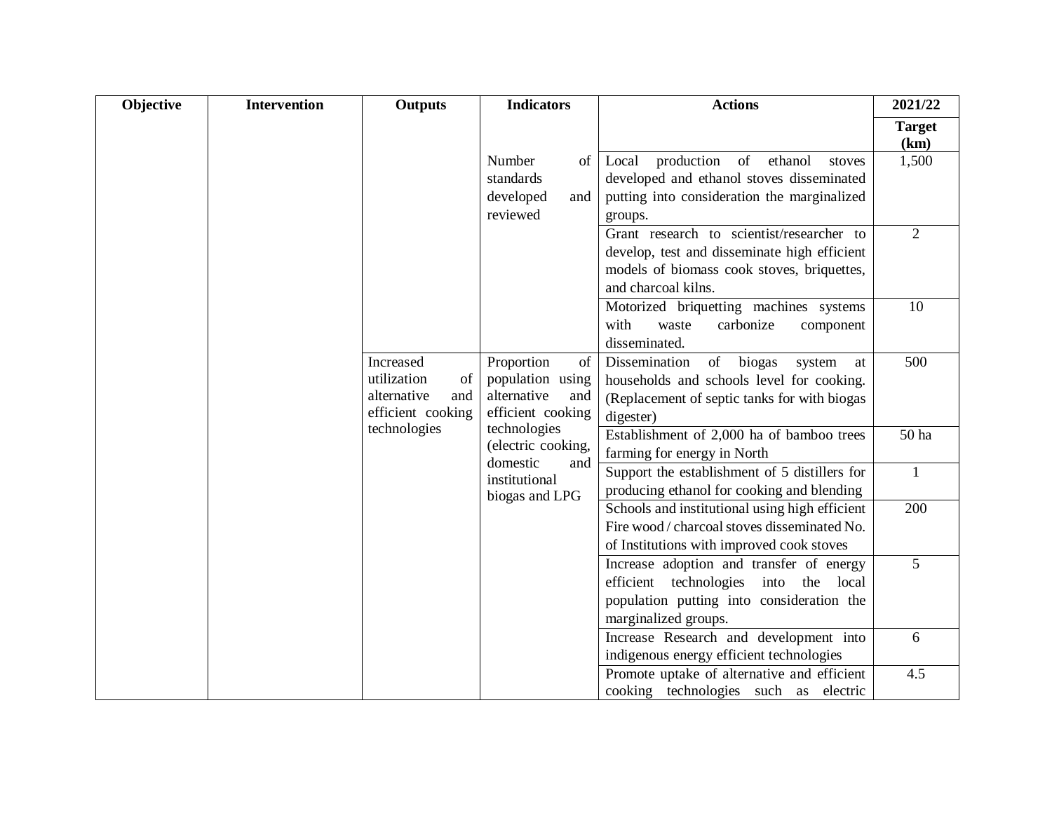| Objective | Intervention | Outputs | Indicators | Actions | 2021/22 |
|---|---|---|---|---|---|
| | | | | | Target (km) |
| | | | Number of standards developed and reviewed | Local production of ethanol stoves developed and ethanol stoves disseminated putting into consideration the marginalized groups. | 1,500 |
| | | | | Grant research to scientist/researcher to develop, test and disseminate high efficient models of biomass cook stoves, briquettes, and charcoal kilns. | 2 |
| | | | | Motorized briquetting machines systems with waste carbonize component disseminated. | 10 |
| | | Increased utilization of alternative and efficient cooking technologies | Proportion of population using alternative and efficient cooking technologies (electric cooking, domestic and institutional biogas and LPG | Dissemination of biogas system at households and schools level for cooking. (Replacement of septic tanks for with biogas digester) | 500 |
| | | | | Establishment of 2,000 ha of bamboo trees farming for energy in North | 50 ha |
| | | | | Support the establishment of 5 distillers for producing ethanol for cooking and blending | 1 |
| | | | | Schools and institutional using high efficient Fire wood / charcoal stoves disseminated No. of Institutions with improved cook stoves | 200 |
| | | | | Increase adoption and transfer of energy efficient technologies into the local population putting into consideration the marginalized groups. | 5 |
| | | | | Increase Research and development into indigenous energy efficient technologies | 6 |
| | | | | Promote uptake of alternative and efficient cooking technologies such as electric | 4.5 |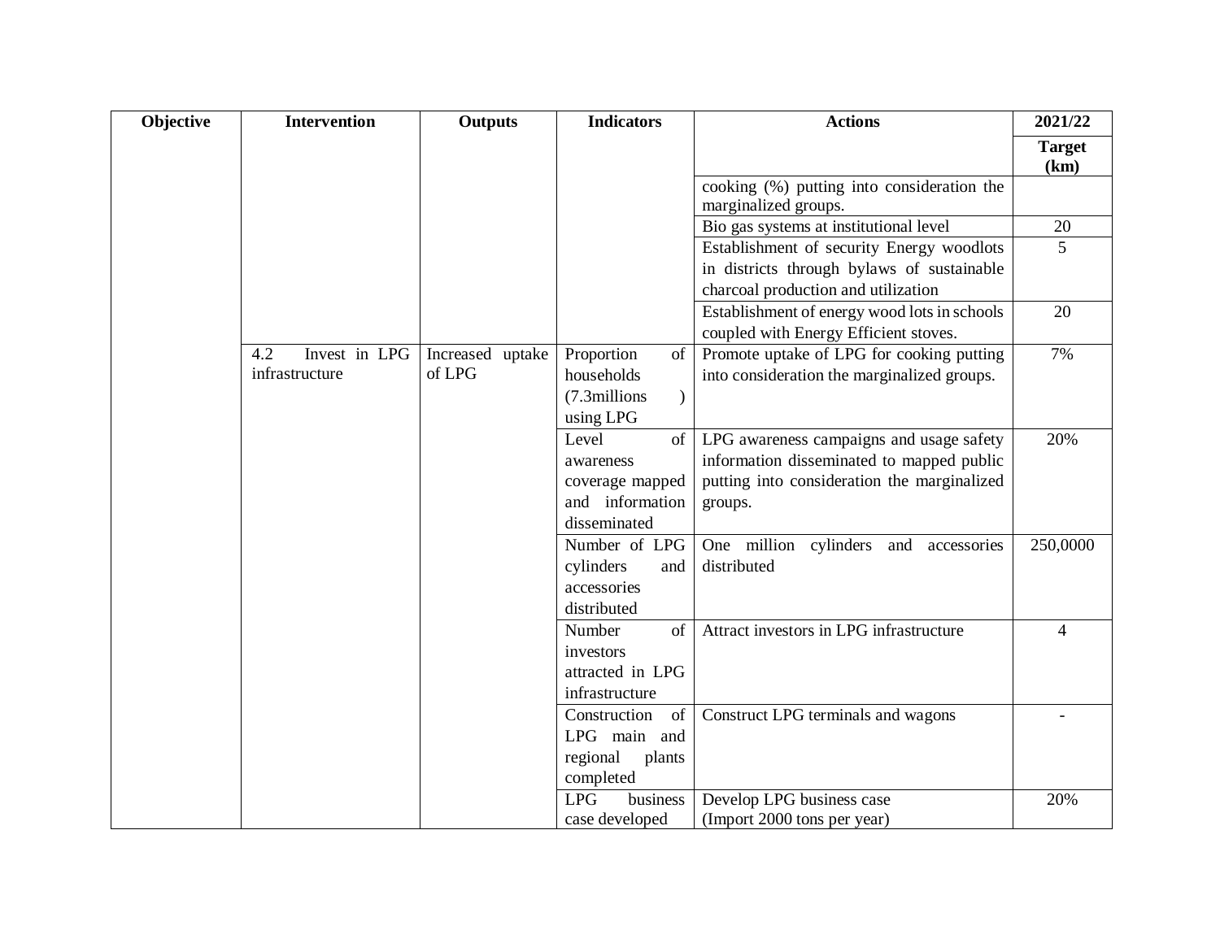| Objective | Intervention | Outputs | Indicators | Actions | 2021/22 |
|---|---|---|---|---|---|
| | | | | | **Target (km)** |
| | | | | cooking (%) putting into consideration the marginalized groups. | |
| | | | | Bio gas systems at institutional level | 20 |
| | | | | Establishment of security Energy woodlots in districts through bylaws of sustainable charcoal production and utilization | 5 |
| | | | | Establishment of energy wood lots in schools coupled with Energy Efficient stoves. | 20 |
| | 4.2 Invest in LPG infrastructure | Increased uptake of LPG | Proportion of households (7.3millions ) using LPG | Promote uptake of LPG for cooking putting into consideration the marginalized groups. | 7% |
| | | | Level of awareness coverage mapped and information disseminated | LPG awareness campaigns and usage safety information disseminated to mapped public putting into consideration the marginalized groups. | 20% |
| | | | Number of LPG cylinders and accessories distributed | One million cylinders and accessories distributed | 250,0000 |
| | | | Number of investors attracted in LPG infrastructure | Attract investors in LPG infrastructure | 4 |
| | | | Construction of LPG main and regional plants completed | Construct LPG terminals and wagons | - |
| | | | LPG business case developed | Develop LPG business case (Import 2000 tons per year) | 20% |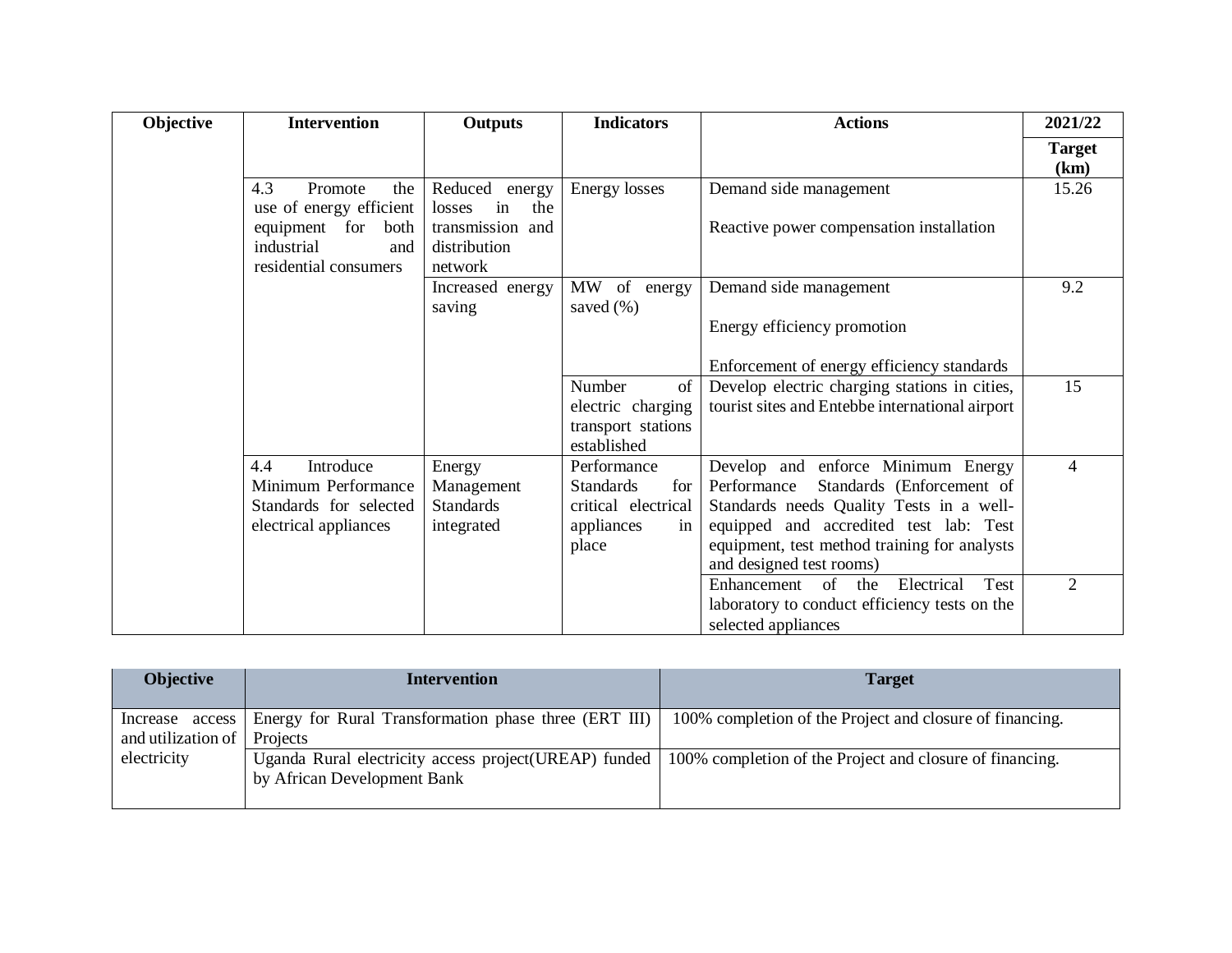| Objective | Intervention | Outputs | Indicators | Actions | 2021/22 |
|---|---|---|---|---|---|
| | | | | | Target (km) |
| | 4.3 Promote the use of energy efficient equipment for both industrial and residential consumers | Reduced energy losses in the transmission and distribution network | Energy losses | Demand side management<br><br>Reactive power compensation installation | 15.26 |
| | | Increased energy saving | MW of energy saved (%) | Demand side management<br><br>Energy efficiency promotion<br><br>Enforcement of energy efficiency standards | 9.2 |
| | | | Number of electric charging transport stations established | Develop electric charging stations in cities, tourist sites and Entebbe international airport | 15 |
| | 4.4 Introduce Minimum Performance Standards for selected electrical appliances | Energy Management Standards integrated | Performance Standards for critical electrical appliances in place | Develop and enforce Minimum Energy Performance Standards (Enforcement of Standards needs Quality Tests in a well-equipped and accredited test lab: Test equipment, test method training for analysts and designed test rooms) | 4 |
| | | | | Enhancement of the Electrical Test laboratory to conduct efficiency tests on the selected appliances | 2 |

| Objective | Intervention | Target |
|---|---|---|
| Increase access and utilization of electricity | Energy for Rural Transformation phase three (ERT III) Projects | 100% completion of the Project and closure of financing. |
| | Uganda Rural electricity access project(UREAP) funded by African Development Bank | 100% completion of the Project and closure of financing. |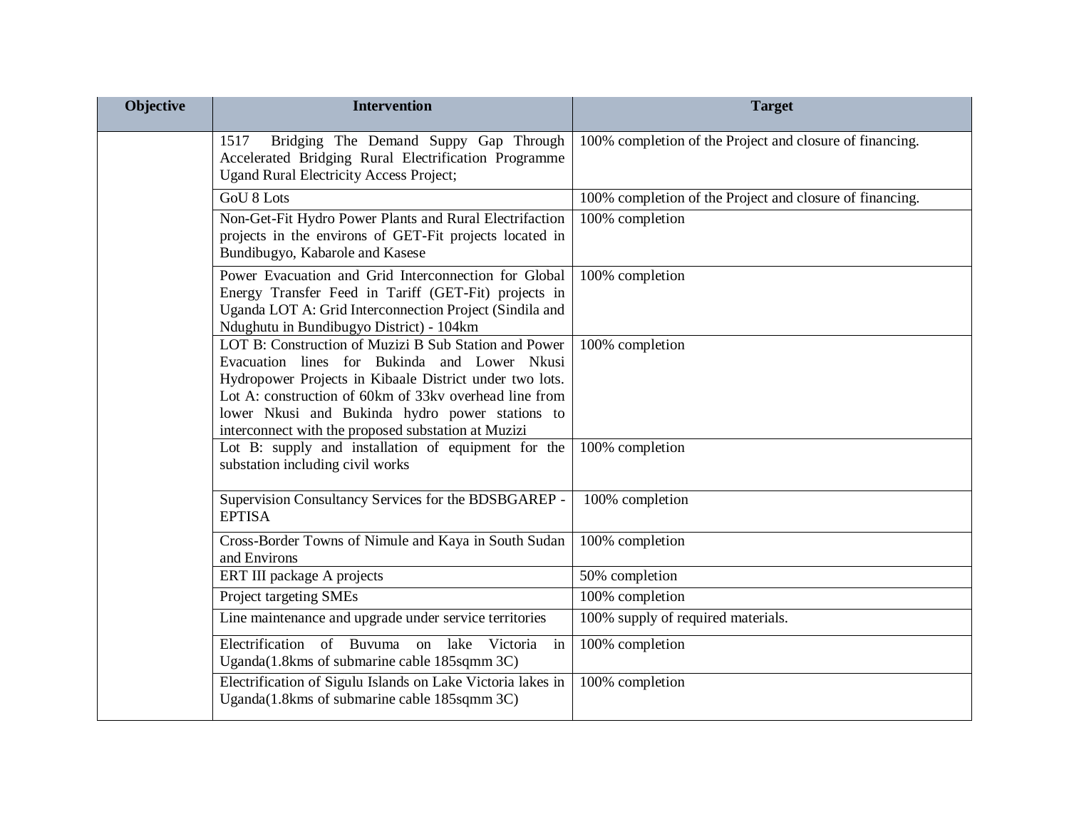| Objective | Intervention | Target |
|---|---|---|
| | 1517 Bridging The Demand Suppy Gap Through Accelerated Bridging Rural Electrification Programme Ugand Rural Electricity Access Project; | 100% completion of the Project and closure of financing. |
| | GoU 8 Lots | 100% completion of the Project and closure of financing. |
| | Non-Get-Fit Hydro Power Plants and Rural Electrifaction projects in the environs of GET-Fit projects located in Bundibugyo, Kabarole and Kasese | 100% completion |
| | Power Evacuation and Grid Interconnection for Global Energy Transfer Feed in Tariff (GET-Fit) projects in Uganda LOT A: Grid Interconnection Project (Sindila and Ndughutu in Bundibugyo District) - 104km | 100% completion |
| | LOT B: Construction of Muzizi B Sub Station and Power Evacuation lines for Bukinda and Lower Nkusi Hydropower Projects in Kibaale District under two lots. Lot A: construction of 60km of 33kv overhead line from lower Nkusi and Bukinda hydro power stations to interconnect with the proposed substation at Muzizi | 100% completion |
| | Lot B: supply and installation of equipment for the substation including civil works | 100% completion |
| | Supervision Consultancy Services for the BDSBGAREP - EPTISA | 100% completion |
| | Cross-Border Towns of Nimule and Kaya in South Sudan and Environs | 100% completion |
| | ERT III package A projects | 50% completion |
| | Project targeting SMEs | 100% completion |
| | Line maintenance and upgrade under service territories | 100% supply of required materials. |
| | Electrification of Buvuma on lake Victoria in Uganda(1.8kms of submarine cable 185sqmm 3C) | 100% completion |
| | Electrification of Sigulu Islands on Lake Victoria lakes in Uganda(1.8kms of submarine cable 185sqmm 3C) | 100% completion |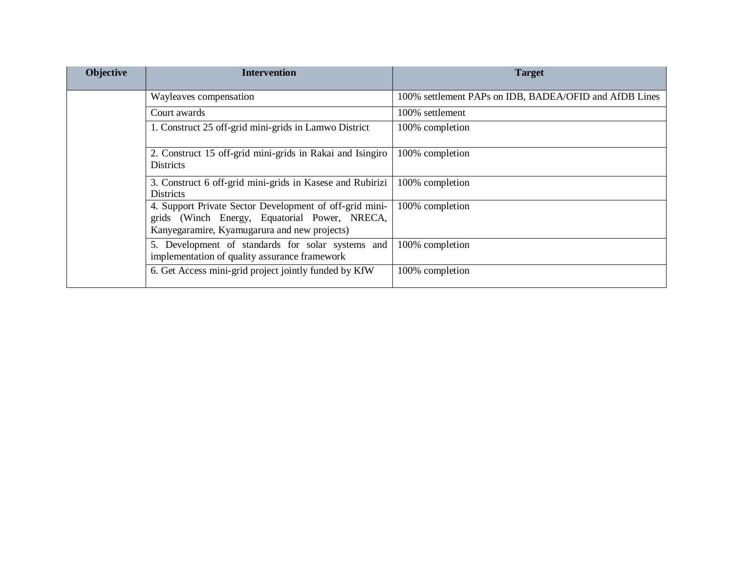| Objective | Intervention | Target |
|---|---|---|
| | Wayleaves compensation | 100% settlement PAPs on IDB, BADEA/OFID and AfDB Lines |
| | Court awards | 100% settlement |
| | 1. Construct 25 off-grid mini-grids in Lamwo District | 100% completion |
| | 2. Construct 15 off-grid mini-grids in Rakai and Isingiro Districts | 100% completion |
| | 3. Construct 6 off-grid mini-grids in Kasese and Rubirizi Districts | 100% completion |
| | 4. Support Private Sector Development of off-grid mini-grids (Winch Energy, Equatorial Power, NRECA, Kanyegaramire, Kyamugarura and new projects) | 100% completion |
| | 5. Development of standards for solar systems and implementation of quality assurance framework | 100% completion |
| | 6. Get Access mini-grid project jointly funded by KfW | 100% completion |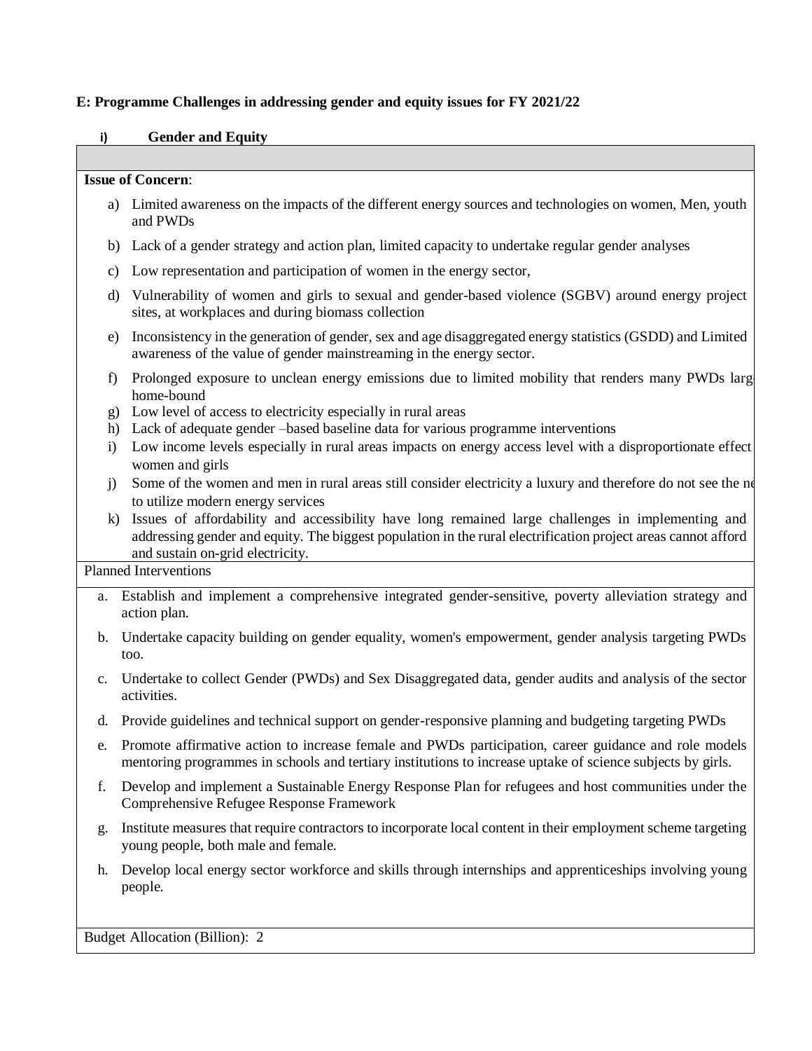**E: Programme Challenges in addressing gender and equity issues for FY 2021/22**

**i) Gender and Equity**

**Issue of Concern**:

a) Limited awareness on the impacts of the different energy sources and technologies on women, Men, youth and PWDs

b) Lack of a gender strategy and action plan, limited capacity to undertake regular gender analyses

c) Low representation and participation of women in the energy sector,

d) Vulnerability of women and girls to sexual and gender-based violence (SGBV) around energy project sites, at workplaces and during biomass collection

e) Inconsistency in the generation of gender, sex and age disaggregated energy statistics (GSDD) and Limited awareness of the value of gender mainstreaming in the energy sector.

f) Prolonged exposure to unclean energy emissions due to limited mobility that renders many PWDs larg home-bound

g) Low level of access to electricity especially in rural areas

h) Lack of adequate gender –based baseline data for various programme interventions

i) Low income levels especially in rural areas impacts on energy access level with a disproportionate effect women and girls

j) Some of the women and men in rural areas still consider electricity a luxury and therefore do not see the ne to utilize modern energy services

k) Issues of affordability and accessibility have long remained large challenges in implementing and addressing gender and equity. The biggest population in the rural electrification project areas cannot afford and sustain on-grid electricity.

Planned Interventions

a. Establish and implement a comprehensive integrated gender-sensitive, poverty alleviation strategy and action plan.

b. Undertake capacity building on gender equality, women's empowerment, gender analysis targeting PWDs too.

c. Undertake to collect Gender (PWDs) and Sex Disaggregated data, gender audits and analysis of the sector activities.

d. Provide guidelines and technical support on gender-responsive planning and budgeting targeting PWDs

e. Promote affirmative action to increase female and PWDs participation, career guidance and role models mentoring programmes in schools and tertiary institutions to increase uptake of science subjects by girls.

f. Develop and implement a Sustainable Energy Response Plan for refugees and host communities under the Comprehensive Refugee Response Framework

g. Institute measures that require contractors to incorporate local content in their employment scheme targeting young people, both male and female.

h. Develop local energy sector workforce and skills through internships and apprenticeships involving young people.

Budget Allocation (Billion): 2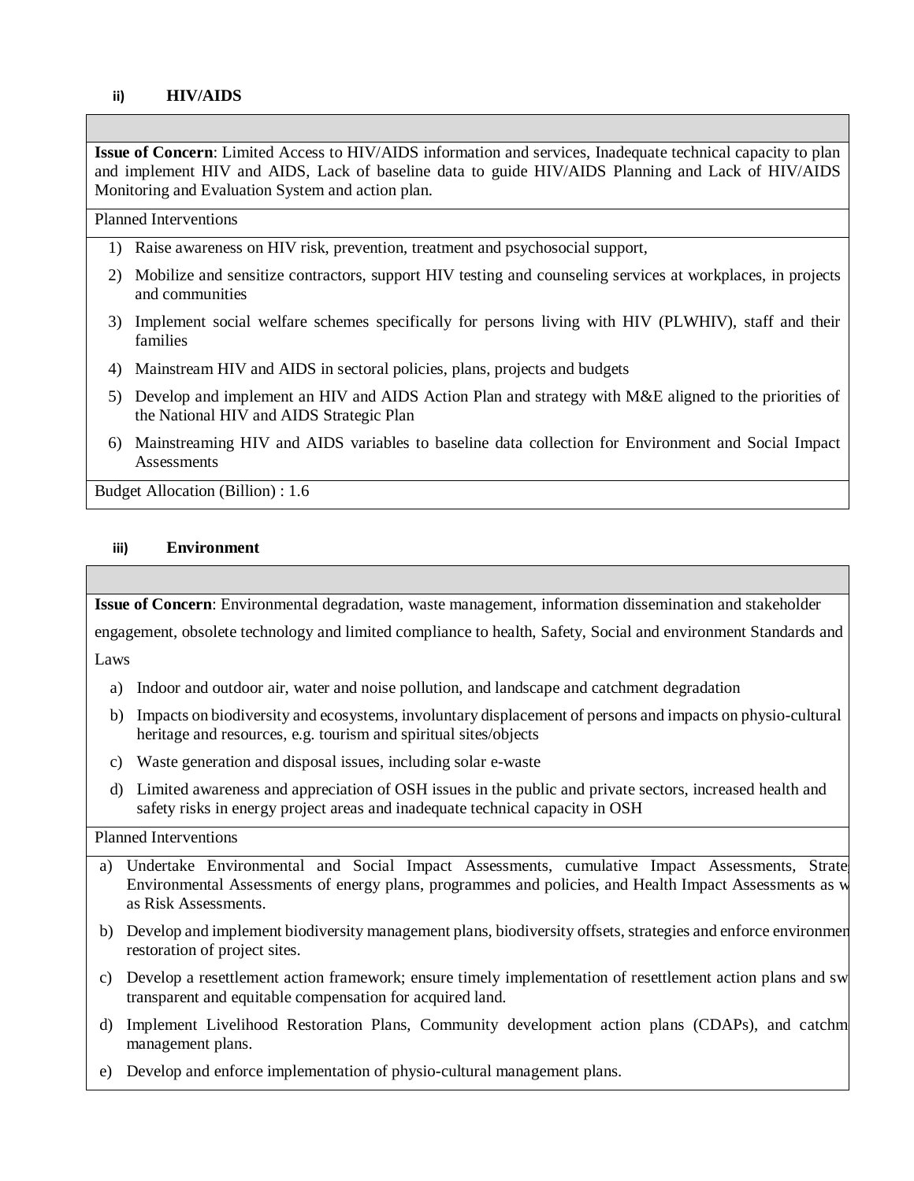### ii) HIV/AIDS

**Issue of Concern**: Limited Access to HIV/AIDS information and services, Inadequate technical capacity to plan and implement HIV and AIDS, Lack of baseline data to guide HIV/AIDS Planning and Lack of HIV/AIDS Monitoring and Evaluation System and action plan.

Planned Interventions

1) Raise awareness on HIV risk, prevention, treatment and psychosocial support,
2) Mobilize and sensitize contractors, support HIV testing and counseling services at workplaces, in projects and communities
3) Implement social welfare schemes specifically for persons living with HIV (PLWHIV), staff and their families
4) Mainstream HIV and AIDS in sectoral policies, plans, projects and budgets
5) Develop and implement an HIV and AIDS Action Plan and strategy with M&E aligned to the priorities of the National HIV and AIDS Strategic Plan
6) Mainstreaming HIV and AIDS variables to baseline data collection for Environment and Social Impact Assessments

Budget Allocation (Billion) : 1.6

### iii) Environment

**Issue of Concern**: Environmental degradation, waste management, information dissemination and stakeholder engagement, obsolete technology and limited compliance to health, Safety, Social and environment Standards and Laws

a) Indoor and outdoor air, water and noise pollution, and landscape and catchment degradation
b) Impacts on biodiversity and ecosystems, involuntary displacement of persons and impacts on physio-cultural heritage and resources, e.g. tourism and spiritual sites/objects
c) Waste generation and disposal issues, including solar e-waste
d) Limited awareness and appreciation of OSH issues in the public and private sectors, increased health and safety risks in energy project areas and inadequate technical capacity in OSH

Planned Interventions

a) Undertake Environmental and Social Impact Assessments, cumulative Impact Assessments, Strate Environmental Assessments of energy plans, programmes and policies, and Health Impact Assessments as w as Risk Assessments.
b) Develop and implement biodiversity management plans, biodiversity offsets, strategies and enforce environmen restoration of project sites.
c) Develop a resettlement action framework; ensure timely implementation of resettlement action plans and sw transparent and equitable compensation for acquired land.
d) Implement Livelihood Restoration Plans, Community development action plans (CDAPs), and catchm management plans.
e) Develop and enforce implementation of physio-cultural management plans.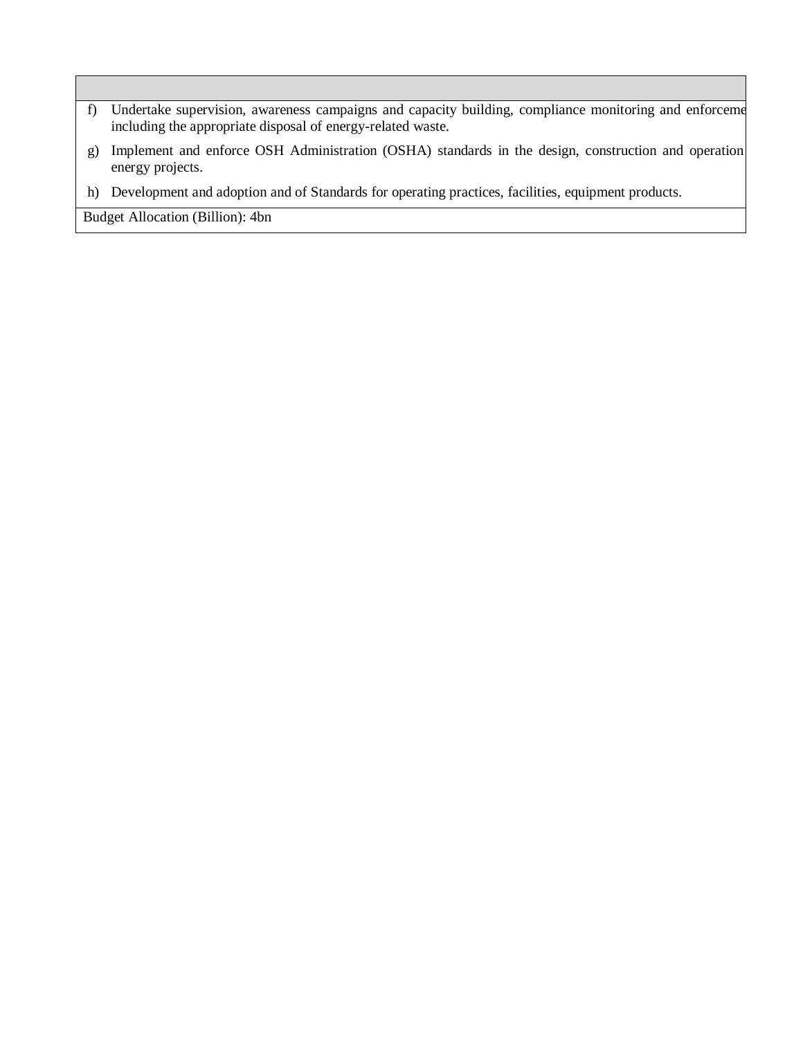| |
|---|
| f) Undertake supervision, awareness campaigns and capacity building, compliance monitoring and enforceme including the appropriate disposal of energy-related waste.<br>g) Implement and enforce OSH Administration (OSHA) standards in the design, construction and operation energy projects.<br>h) Development and adoption and of Standards for operating practices, facilities, equipment products. |
| Budget Allocation (Billion): 4bn |